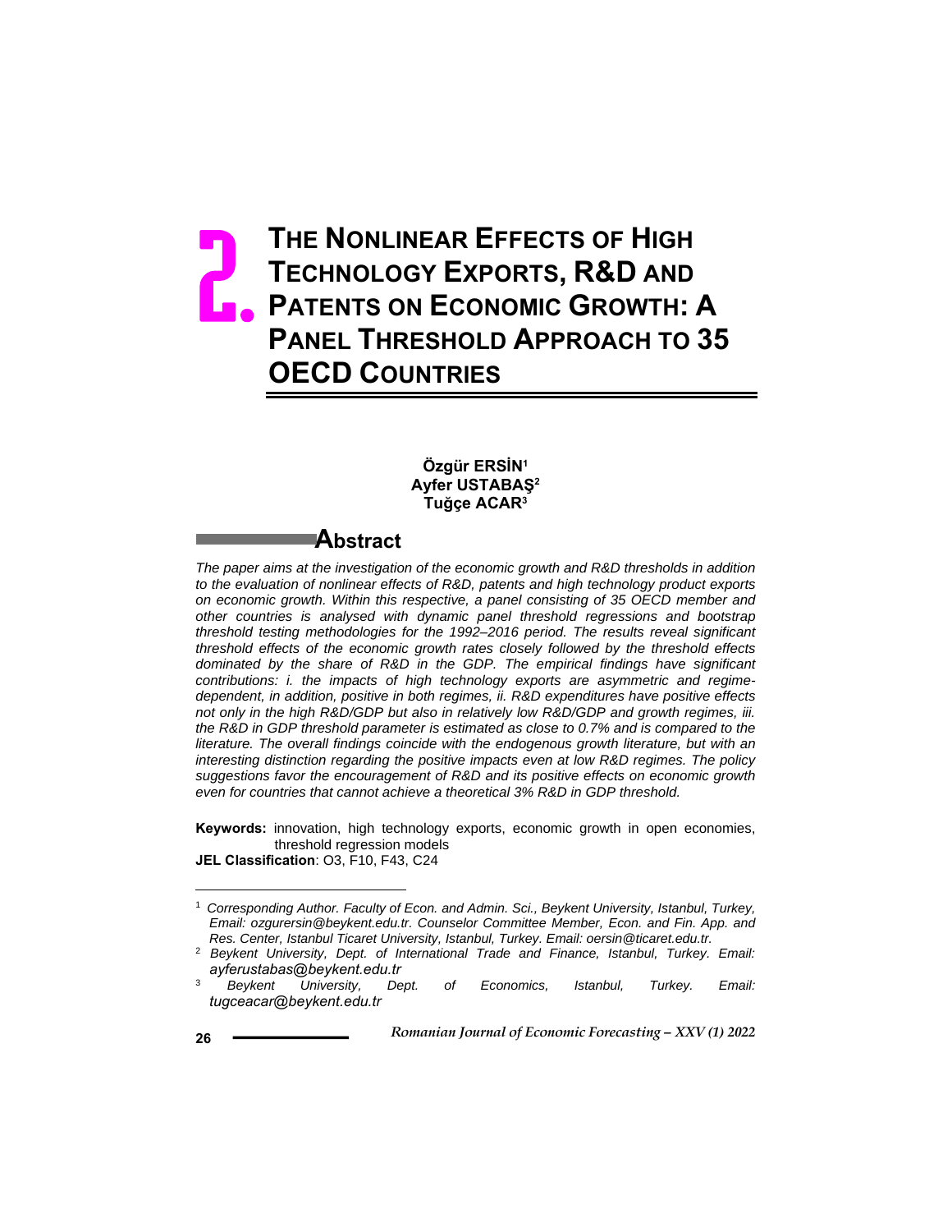# 2. THE NONLINEAR EFFECTS OF HIGH TECHNOLOGY EXPORTS, R&D AND PATENTS ON ECONOMIC GROWTH: A PANEL THRESHOLD APPROACH TO 35 OECD COUNTRIES

**Özgür ERSİN**[1]
**Ayfer USTABAŞ**[2]
**Tuğçe ACAR**[3]

## Abstract

*The paper aims at the investigation of the economic growth and R&D thresholds in addition to the evaluation of nonlinear effects of R&D, patents and high technology product exports on economic growth. Within this respective, a panel consisting of 35 OECD member and other countries is analysed with dynamic panel threshold regressions and bootstrap threshold testing methodologies for the 1992–2016 period. The results reveal significant threshold effects of the economic growth rates closely followed by the threshold effects dominated by the share of R&D in the GDP. The empirical findings have significant contributions: i. the impacts of high technology exports are asymmetric and regime-dependent, in addition, positive in both regimes, ii. R&D expenditures have positive effects not only in the high R&D/GDP but also in relatively low R&D/GDP and growth regimes, iii. the R&D in GDP threshold parameter is estimated as close to 0.7% and is compared to the literature. The overall findings coincide with the endogenous growth literature, but with an interesting distinction regarding the positive impacts even at low R&D regimes. The policy suggestions favor the encouragement of R&D and its positive effects on economic growth even for countries that cannot achieve a theoretical 3% R&D in GDP threshold.*

**Keywords:** innovation, high technology exports, economic growth in open economies, threshold regression models

**JEL Classification**: O3, F10, F43, C24

---

[1] *Corresponding Author. Faculty of Econ. and Admin. Sci., Beykent University, Istanbul, Turkey, Email: ozgurersin@beykent.edu.tr. Counselor Committee Member, Econ. and Fin. App. and Res. Center, Istanbul Ticaret University, Istanbul, Turkey. Email: oersin@ticaret.edu.tr.*

[2] *Beykent University, Dept. of International Trade and Finance, Istanbul, Turkey. Email: ayferustabas@beykent.edu.tr*

[3] *Beykent University, Dept. of Economics, Istanbul, Turkey. Email: tugceacar@beykent.edu.tr*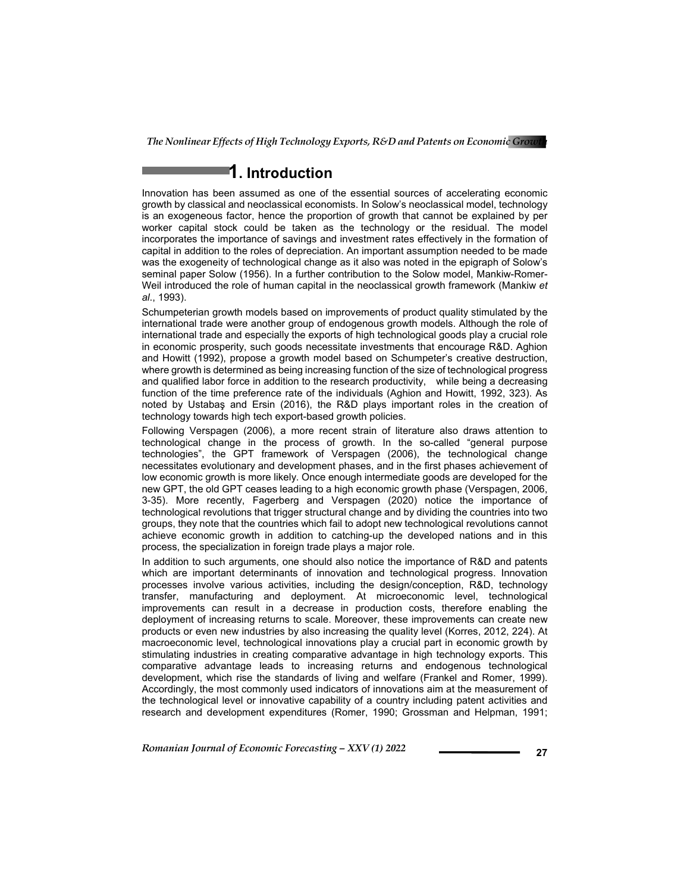# 1. Introduction

Innovation has been assumed as one of the essential sources of accelerating economic growth by classical and neoclassical economists. In Solow's neoclassical model, technology is an exogeneous factor, hence the proportion of growth that cannot be explained by per worker capital stock could be taken as the technology or the residual. The model incorporates the importance of savings and investment rates effectively in the formation of capital in addition to the roles of depreciation. An important assumption needed to be made was the exogeneity of technological change as it also was noted in the epigraph of Solow's seminal paper Solow (1956). In a further contribution to the Solow model, Mankiw-Romer-Weil introduced the role of human capital in the neoclassical growth framework (Mankiw *et al*., 1993).

Schumpeterian growth models based on improvements of product quality stimulated by the international trade were another group of endogenous growth models. Although the role of international trade and especially the exports of high technological goods play a crucial role in economic prosperity, such goods necessitate investments that encourage R&D. Aghion and Howitt (1992), propose a growth model based on Schumpeter's creative destruction, where growth is determined as being increasing function of the size of technological progress and qualified labor force in addition to the research productivity, while being a decreasing function of the time preference rate of the individuals (Aghion and Howitt, 1992, 323). As noted by Ustabaş and Ersin (2016), the R&D plays important roles in the creation of technology towards high tech export-based growth policies.

Following Verspagen (2006), a more recent strain of literature also draws attention to technological change in the process of growth. In the so-called "general purpose technologies", the GPT framework of Verspagen (2006), the technological change necessitates evolutionary and development phases, and in the first phases achievement of low economic growth is more likely. Once enough intermediate goods are developed for the new GPT, the old GPT ceases leading to a high economic growth phase (Verspagen, 2006, 3-35). More recently, Fagerberg and Verspagen (2020) notice the importance of technological revolutions that trigger structural change and by dividing the countries into two groups, they note that the countries which fail to adopt new technological revolutions cannot achieve economic growth in addition to catching-up the developed nations and in this process, the specialization in foreign trade plays a major role.

In addition to such arguments, one should also notice the importance of R&D and patents which are important determinants of innovation and technological progress. Innovation processes involve various activities, including the design/conception, R&D, technology transfer, manufacturing and deployment. At microeconomic level, technological improvements can result in a decrease in production costs, therefore enabling the deployment of increasing returns to scale. Moreover, these improvements can create new products or even new industries by also increasing the quality level (Korres, 2012, 224). At macroeconomic level, technological innovations play a crucial part in economic growth by stimulating industries in creating comparative advantage in high technology exports. This comparative advantage leads to increasing returns and endogenous technological development, which rise the standards of living and welfare (Frankel and Romer, 1999). Accordingly, the most commonly used indicators of innovations aim at the measurement of the technological level or innovative capability of a country including patent activities and research and development expenditures (Romer, 1990; Grossman and Helpman, 1991;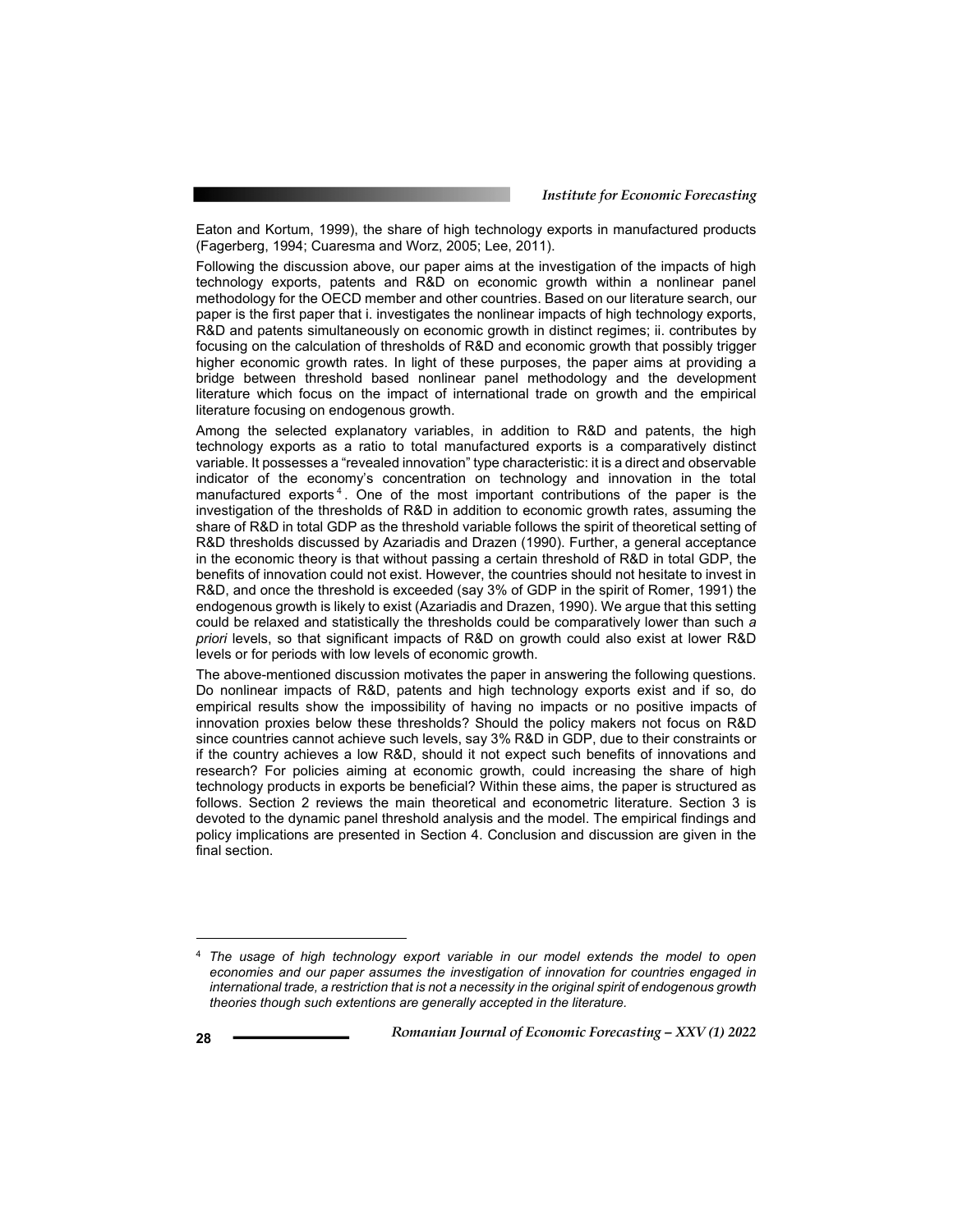Eaton and Kortum, 1999), the share of high technology exports in manufactured products (Fagerberg, 1994; Cuaresma and Worz, 2005; Lee, 2011).

Following the discussion above, our paper aims at the investigation of the impacts of high technology exports, patents and R&D on economic growth within a nonlinear panel methodology for the OECD member and other countries. Based on our literature search, our paper is the first paper that i. investigates the nonlinear impacts of high technology exports, R&D and patents simultaneously on economic growth in distinct regimes; ii. contributes by focusing on the calculation of thresholds of R&D and economic growth that possibly trigger higher economic growth rates. In light of these purposes, the paper aims at providing a bridge between threshold based nonlinear panel methodology and the development literature which focus on the impact of international trade on growth and the empirical literature focusing on endogenous growth.

Among the selected explanatory variables, in addition to R&D and patents, the high technology exports as a ratio to total manufactured exports is a comparatively distinct variable. It possesses a "revealed innovation" type characteristic: it is a direct and observable indicator of the economy's concentration on technology and innovation in the total manufactured exports[4]. One of the most important contributions of the paper is the investigation of the thresholds of R&D in addition to economic growth rates, assuming the share of R&D in total GDP as the threshold variable follows the spirit of theoretical setting of R&D thresholds discussed by Azariadis and Drazen (1990). Further, a general acceptance in the economic theory is that without passing a certain threshold of R&D in total GDP, the benefits of innovation could not exist. However, the countries should not hesitate to invest in R&D, and once the threshold is exceeded (say 3% of GDP in the spirit of Romer, 1991) the endogenous growth is likely to exist (Azariadis and Drazen, 1990). We argue that this setting could be relaxed and statistically the thresholds could be comparatively lower than such *a priori* levels, so that significant impacts of R&D on growth could also exist at lower R&D levels or for periods with low levels of economic growth.

The above-mentioned discussion motivates the paper in answering the following questions. Do nonlinear impacts of R&D, patents and high technology exports exist and if so, do empirical results show the impossibility of having no impacts or no positive impacts of innovation proxies below these thresholds? Should the policy makers not focus on R&D since countries cannot achieve such levels, say 3% R&D in GDP, due to their constraints or if the country achieves a low R&D, should it not expect such benefits of innovations and research? For policies aiming at economic growth, could increasing the share of high technology products in exports be beneficial? Within these aims, the paper is structured as follows. Section 2 reviews the main theoretical and econometric literature. Section 3 is devoted to the dynamic panel threshold analysis and the model. The empirical findings and policy implications are presented in Section 4. Conclusion and discussion are given in the final section.

---

[4] *The usage of high technology export variable in our model extends the model to open economies and our paper assumes the investigation of innovation for countries engaged in international trade, a restriction that is not a necessity in the original spirit of endogenous growth theories though such extentions are generally accepted in the literature.*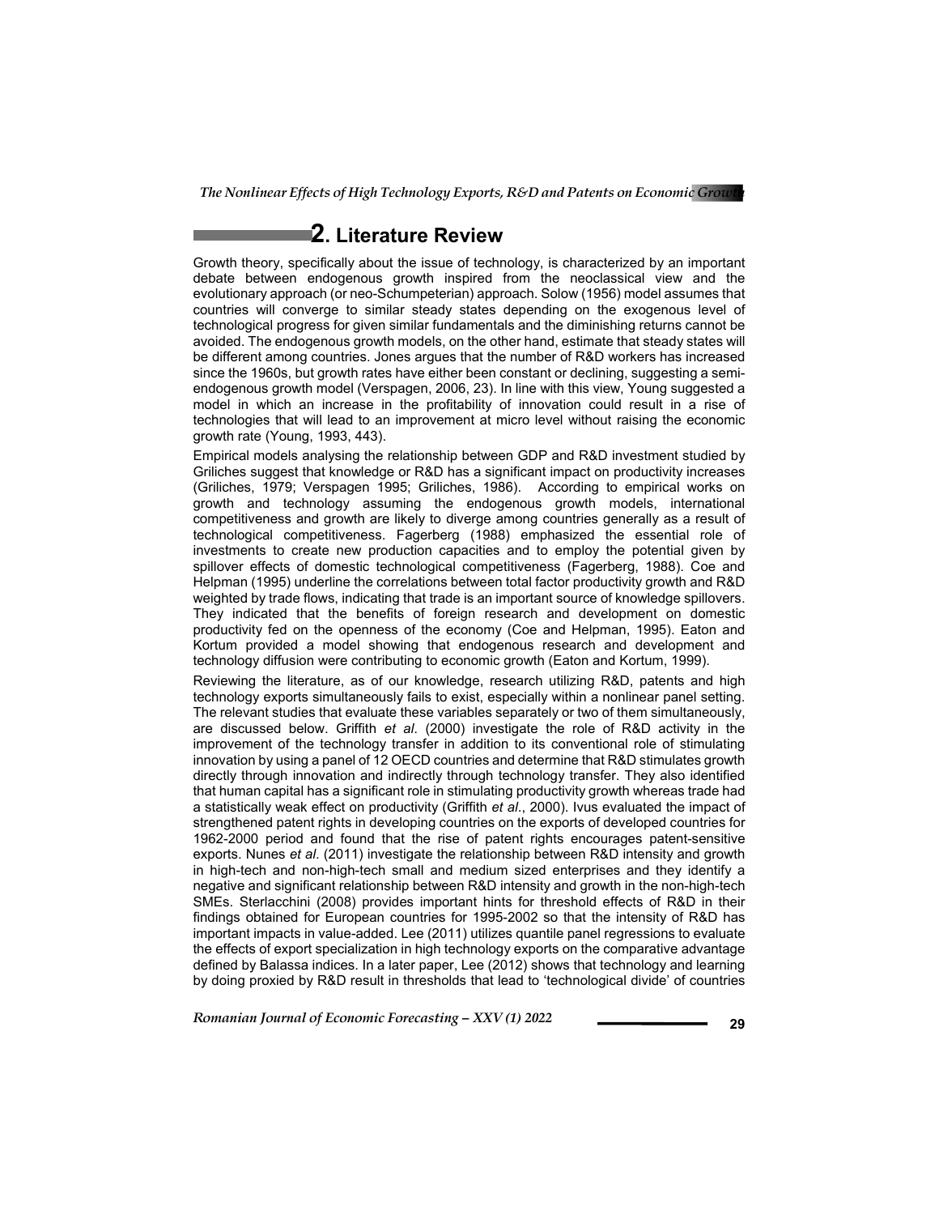## 2. Literature Review

Growth theory, specifically about the issue of technology, is characterized by an important debate between endogenous growth inspired from the neoclassical view and the evolutionary approach (or neo-Schumpeterian) approach. Solow (1956) model assumes that countries will converge to similar steady states depending on the exogenous level of technological progress for given similar fundamentals and the diminishing returns cannot be avoided. The endogenous growth models, on the other hand, estimate that steady states will be different among countries. Jones argues that the number of R&D workers has increased since the 1960s, but growth rates have either been constant or declining, suggesting a semi-endogenous growth model (Verspagen, 2006, 23). In line with this view, Young suggested a model in which an increase in the profitability of innovation could result in a rise of technologies that will lead to an improvement at micro level without raising the economic growth rate (Young, 1993, 443).

Empirical models analysing the relationship between GDP and R&D investment studied by Griliches suggest that knowledge or R&D has a significant impact on productivity increases (Griliches, 1979; Verspagen 1995; Griliches, 1986). According to empirical works on growth and technology assuming the endogenous growth models, international competitiveness and growth are likely to diverge among countries generally as a result of technological competitiveness. Fagerberg (1988) emphasized the essential role of investments to create new production capacities and to employ the potential given by spillover effects of domestic technological competitiveness (Fagerberg, 1988). Coe and Helpman (1995) underline the correlations between total factor productivity growth and R&D weighted by trade flows, indicating that trade is an important source of knowledge spillovers. They indicated that the benefits of foreign research and development on domestic productivity fed on the openness of the economy (Coe and Helpman, 1995). Eaton and Kortum provided a model showing that endogenous research and development and technology diffusion were contributing to economic growth (Eaton and Kortum, 1999).

Reviewing the literature, as of our knowledge, research utilizing R&D, patents and high technology exports simultaneously fails to exist, especially within a nonlinear panel setting. The relevant studies that evaluate these variables separately or two of them simultaneously, are discussed below. Griffith *et al*. (2000) investigate the role of R&D activity in the improvement of the technology transfer in addition to its conventional role of stimulating innovation by using a panel of 12 OECD countries and determine that R&D stimulates growth directly through innovation and indirectly through technology transfer. They also identified that human capital has a significant role in stimulating productivity growth whereas trade had a statistically weak effect on productivity (Griffith *et al*., 2000). Ivus evaluated the impact of strengthened patent rights in developing countries on the exports of developed countries for 1962-2000 period and found that the rise of patent rights encourages patent-sensitive exports. Nunes *et al*. (2011) investigate the relationship between R&D intensity and growth in high-tech and non-high-tech small and medium sized enterprises and they identify a negative and significant relationship between R&D intensity and growth in the non-high-tech SMEs. Sterlacchini (2008) provides important hints for threshold effects of R&D in their findings obtained for European countries for 1995-2002 so that the intensity of R&D has important impacts in value-added. Lee (2011) utilizes quantile panel regressions to evaluate the effects of export specialization in high technology exports on the comparative advantage defined by Balassa indices. In a later paper, Lee (2012) shows that technology and learning by doing proxied by R&D result in thresholds that lead to 'technological divide' of countries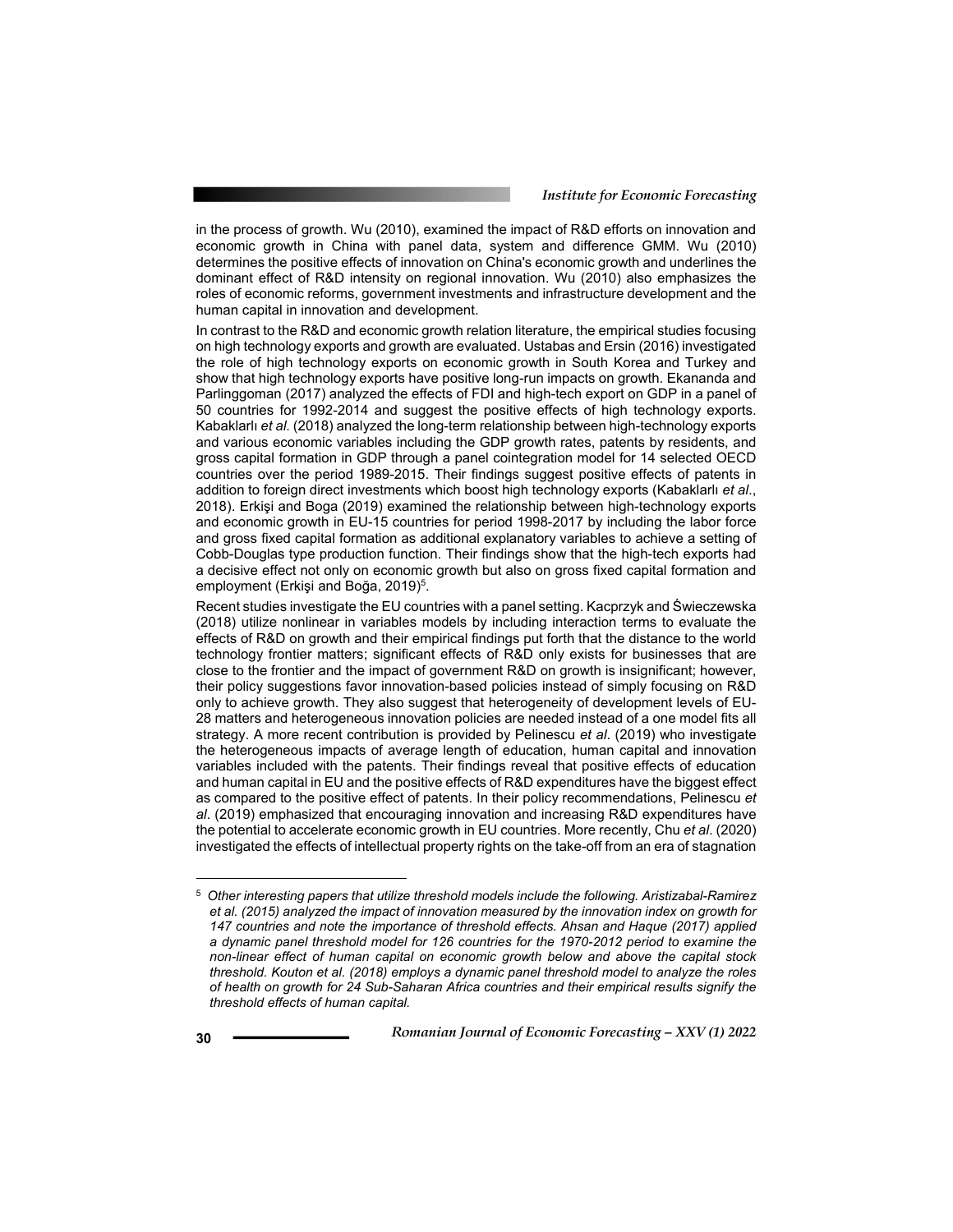in the process of growth. Wu (2010), examined the impact of R&D efforts on innovation and economic growth in China with panel data, system and difference GMM. Wu (2010) determines the positive effects of innovation on China's economic growth and underlines the dominant effect of R&D intensity on regional innovation. Wu (2010) also emphasizes the roles of economic reforms, government investments and infrastructure development and the human capital in innovation and development.

In contrast to the R&D and economic growth relation literature, the empirical studies focusing on high technology exports and growth are evaluated. Ustabas and Ersin (2016) investigated the role of high technology exports on economic growth in South Korea and Turkey and show that high technology exports have positive long-run impacts on growth. Ekananda and Parlinggoman (2017) analyzed the effects of FDI and high-tech export on GDP in a panel of 50 countries for 1992-2014 and suggest the positive effects of high technology exports. Kabaklarlı *et al.* (2018) analyzed the long-term relationship between high-technology exports and various economic variables including the GDP growth rates, patents by residents, and gross capital formation in GDP through a panel cointegration model for 14 selected OECD countries over the period 1989-2015. Their findings suggest positive effects of patents in addition to foreign direct investments which boost high technology exports (Kabaklarlı *et al.*, 2018). Erkişi and Boga (2019) examined the relationship between high-technology exports and economic growth in EU-15 countries for period 1998-2017 by including the labor force and gross fixed capital formation as additional explanatory variables to achieve a setting of Cobb-Douglas type production function. Their findings show that the high-tech exports had a decisive effect not only on economic growth but also on gross fixed capital formation and employment (Erkişi and Boğa, 2019)[5].

Recent studies investigate the EU countries with a panel setting. Kacprzyk and Świeczewska (2018) utilize nonlinear in variables models by including interaction terms to evaluate the effects of R&D on growth and their empirical findings put forth that the distance to the world technology frontier matters; significant effects of R&D only exists for businesses that are close to the frontier and the impact of government R&D on growth is insignificant; however, their policy suggestions favor innovation-based policies instead of simply focusing on R&D only to achieve growth. They also suggest that heterogeneity of development levels of EU-28 matters and heterogeneous innovation policies are needed instead of a one model fits all strategy. A more recent contribution is provided by Pelinescu *et al*. (2019) who investigate the heterogeneous impacts of average length of education, human capital and innovation variables included with the patents. Their findings reveal that positive effects of education and human capital in EU and the positive effects of R&D expenditures have the biggest effect as compared to the positive effect of patents. In their policy recommendations, Pelinescu *et al*. (2019) emphasized that encouraging innovation and increasing R&D expenditures have the potential to accelerate economic growth in EU countries. More recently, Chu *et al*. (2020) investigated the effects of intellectual property rights on the take-off from an era of stagnation

---

[5] *Other interesting papers that utilize threshold models include the following. Aristizabal-Ramirez et al. (2015) analyzed the impact of innovation measured by the innovation index on growth for 147 countries and note the importance of threshold effects. Ahsan and Haque (2017) applied a dynamic panel threshold model for 126 countries for the 1970-2012 period to examine the non-linear effect of human capital on economic growth below and above the capital stock threshold. Kouton et al. (2018) employs a dynamic panel threshold model to analyze the roles of health on growth for 24 Sub-Saharan Africa countries and their empirical results signify the threshold effects of human capital.*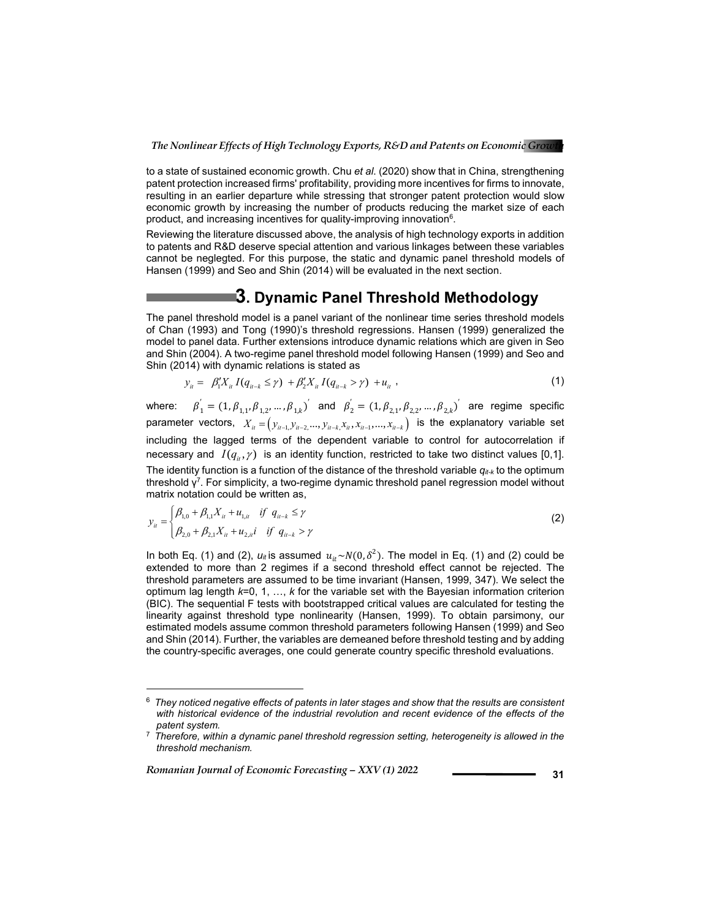to a state of sustained economic growth. Chu *et al*. (2020) show that in China, strengthening patent protection increased firms' profitability, providing more incentives for firms to innovate, resulting in an earlier departure while stressing that stronger patent protection would slow economic growth by increasing the number of products reducing the market size of each product, and increasing incentives for quality-improving innovation[6].

Reviewing the literature discussed above, the analysis of high technology exports in addition to patents and R&D deserve special attention and various linkages between these variables cannot be neglegted. For this purpose, the static and dynamic panel threshold models of Hansen (1999) and Seo and Shin (2014) will be evaluated in the next section.

# 3. Dynamic Panel Threshold Methodology

The panel threshold model is a panel variant of the nonlinear time series threshold models of Chan (1993) and Tong (1990)'s threshold regressions. Hansen (1999) generalized the model to panel data. Further extensions introduce dynamic relations which are given in Seo and Shin (2004). A two-regime panel threshold model following Hansen (1999) and Seo and Shin (2014) with dynamic relations is stated as

$$y_{it} = \beta_1' X_{it} \, I(q_{it-k} \leq \gamma) + \beta_2' X_{it} \, I(q_{it-k} > \gamma) + u_{it} \, , \tag{1}$$

where: $\beta_1' = (1, \beta_{1,1}, \beta_{1,2}, \dots, \beta_{1,k})'$ and $\beta_2' = (1, \beta_{2,1}, \beta_{2,2}, \dots, \beta_{2,k})'$ are regime specific parameter vectors, $X_{it} = \left( y_{it-1}, y_{it-2}, \dots, y_{it-k}, x_{it}, x_{it-1}, \dots, x_{it-k} \right)$ is the explanatory variable set including the lagged terms of the dependent variable to control for autocorrelation if necessary and $I(q_{it}, \gamma)$ is an identity function, restricted to take two distinct values [0,1]. The identity function is a function of the distance of the threshold variable $q_{it-k}$ to the optimum threshold $\gamma$[7]. For simplicity, a two-regime dynamic threshold panel regression model without matrix notation could be written as,

$$y_{it} = \begin{cases} \beta_{1,0} + \beta_{1,1} X_{it} + u_{1,it} & if \;\; q_{it-k} \leq \gamma \\ \beta_{2,0} + \beta_{2,1} X_{it} + u_{2,it} i & if \;\; q_{it-k} > \gamma \end{cases} \tag{2}$$

In both Eq. (1) and (2), $u_{it}$ is assumed $u_{it} \sim N(0, \delta^2)$. The model in Eq. (1) and (2) could be extended to more than 2 regimes if a second threshold effect cannot be rejected. The threshold parameters are assumed to be time invariant (Hansen, 1999, 347). We select the optimum lag length $k$=0, 1, …, $k$ for the variable set with the Bayesian information criterion (BIC). The sequential F tests with bootstrapped critical values are calculated for testing the linearity against threshold type nonlinearity (Hansen, 1999). To obtain parsimony, our estimated models assume common threshold parameters following Hansen (1999) and Seo and Shin (2014). Further, the variables are demeaned before threshold testing and by adding the country-specific averages, one could generate country specific threshold evaluations.

---

[6] *They noticed negative effects of patents in later stages and show that the results are consistent with historical evidence of the industrial revolution and recent evidence of the effects of the patent system.*

[7] *Therefore, within a dynamic panel threshold regression setting, heterogeneity is allowed in the threshold mechanism.*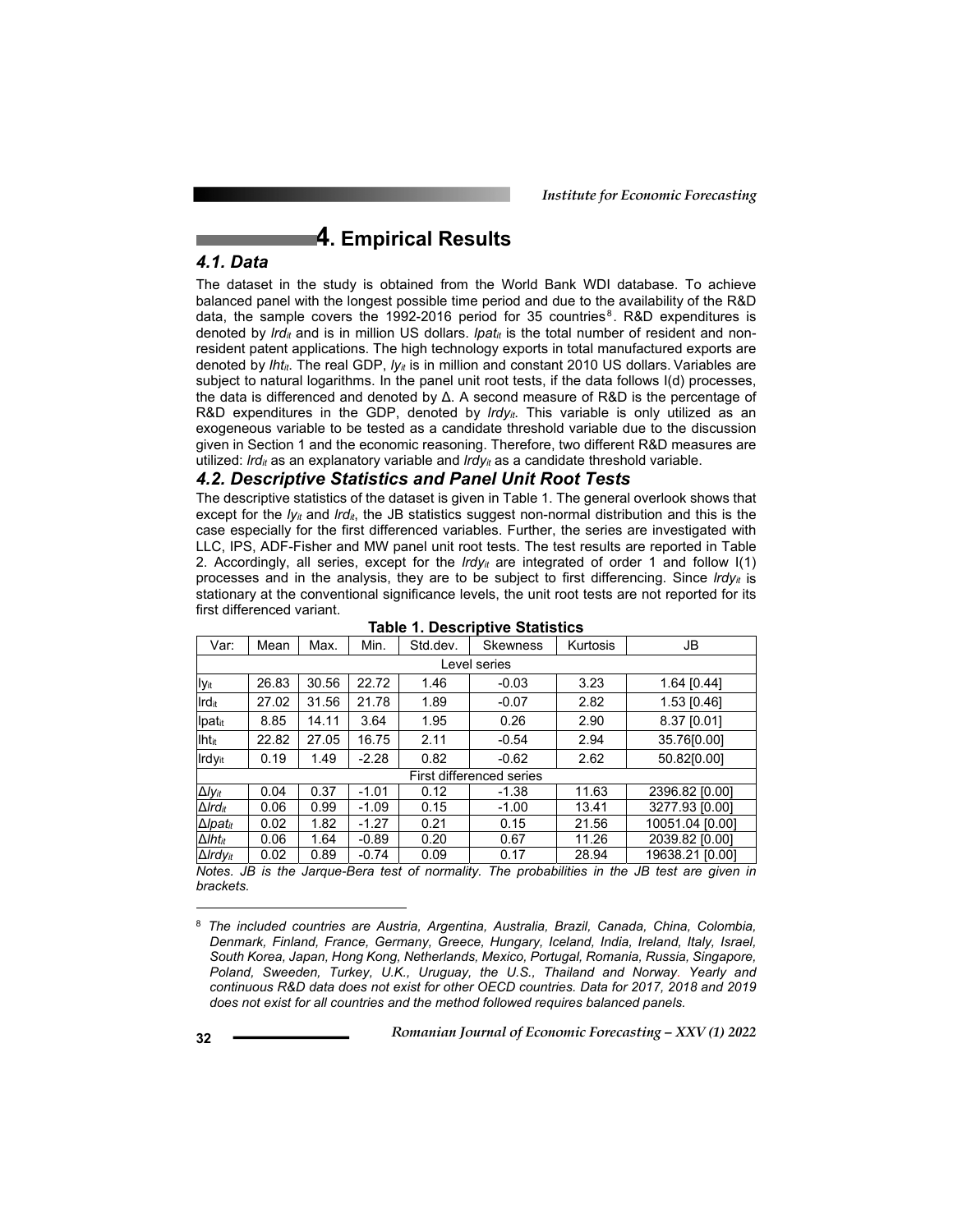# 4. Empirical Results

## 4.1. Data

The dataset in the study is obtained from the World Bank WDI database. To achieve balanced panel with the longest possible time period and due to the availability of the R&D data, the sample covers the 1992-2016 period for 35 countries[8]. R&D expenditures is denoted by $lrd_{it}$ and is in million US dollars. $lpat_{it}$ is the total number of resident and non-resident patent applications. The high technology exports in total manufactured exports are denoted by $lht_{it}$. The real GDP, $ly_{it}$ is in million and constant 2010 US dollars. Variables are subject to natural logarithms. In the panel unit root tests, if the data follows I(d) processes, the data is differenced and denoted by Δ. A second measure of R&D is the percentage of R&D expenditures in the GDP, denoted by $lrdy_{it}$. This variable is only utilized as an exogeneous variable to be tested as a candidate threshold variable due to the discussion given in Section 1 and the economic reasoning. Therefore, two different R&D measures are utilized: $lrd_{it}$ as an explanatory variable and $lrdy_{it}$ as a candidate threshold variable.

## 4.2. Descriptive Statistics and Panel Unit Root Tests

The descriptive statistics of the dataset is given in Table 1. The general overlook shows that except for the $ly_{it}$ and $lrd_{it}$, the JB statistics suggest non-normal distribution and this is the case especially for the first differenced variables. Further, the series are investigated with LLC, IPS, ADF-Fisher and MW panel unit root tests. The test results are reported in Table 2. Accordingly, all series, except for the $lrdy_{it}$ are integrated of order 1 and follow I(1) processes and in the analysis, they are to be subject to first differencing. Since $lrdy_{it}$ is stationary at the conventional significance levels, the unit root tests are not reported for its first differenced variant.

**Table 1. Descriptive Statistics**

| Var: | Mean | Max. | Min. | Std.dev. | Skewness | Kurtosis | JB |
|---|---|---|---|---|---|---|---|
| Level series | | | | | | | |
| $ly_{it}$ | 26.83 | 30.56 | 22.72 | 1.46 | -0.03 | 3.23 | 1.64 [0.44] |
| $lrd_{it}$ | 27.02 | 31.56 | 21.78 | 1.89 | -0.07 | 2.82 | 1.53 [0.46] |
| $lpat_{it}$ | 8.85 | 14.11 | 3.64 | 1.95 | 0.26 | 2.90 | 8.37 [0.01] |
| $lht_{it}$ | 22.82 | 27.05 | 16.75 | 2.11 | -0.54 | 2.94 | 35.76[0.00] |
| $lrdy_{it}$ | 0.19 | 1.49 | -2.28 | 0.82 | -0.62 | 2.62 | 50.82[0.00] |
| First differenced series | | | | | | | |
| $\Delta ly_{it}$ | 0.04 | 0.37 | -1.01 | 0.12 | -1.38 | 11.63 | 2396.82 [0.00] |
| $\Delta lrd_{it}$ | 0.06 | 0.99 | -1.09 | 0.15 | -1.00 | 13.41 | 3277.93 [0.00] |
| $\Delta lpat_{it}$ | 0.02 | 1.82 | -1.27 | 0.21 | 0.15 | 21.56 | 10051.04 [0.00] |
| $\Delta lht_{it}$ | 0.06 | 1.64 | -0.89 | 0.20 | 0.67 | 11.26 | 2039.82 [0.00] |
| $\Delta lrdy_{it}$ | 0.02 | 0.89 | -0.74 | 0.09 | 0.17 | 28.94 | 19638.21 [0.00] |

*Notes. JB is the Jarque-Bera test of normality. The probabilities in the JB test are given in brackets.*

[8] *The included countries are Austria, Argentina, Australia, Brazil, Canada, China, Colombia, Denmark, Finland, France, Germany, Greece, Hungary, Iceland, India, Ireland, Italy, Israel, South Korea, Japan, Hong Kong, Netherlands, Mexico, Portugal, Romania, Russia, Singapore, Poland, Sweeden, Turkey, U.K., Uruguay, the U.S., Thailand and Norway. Yearly and continuous R&D data does not exist for other OECD countries. Data for 2017, 2018 and 2019 does not exist for all countries and the method followed requires balanced panels.*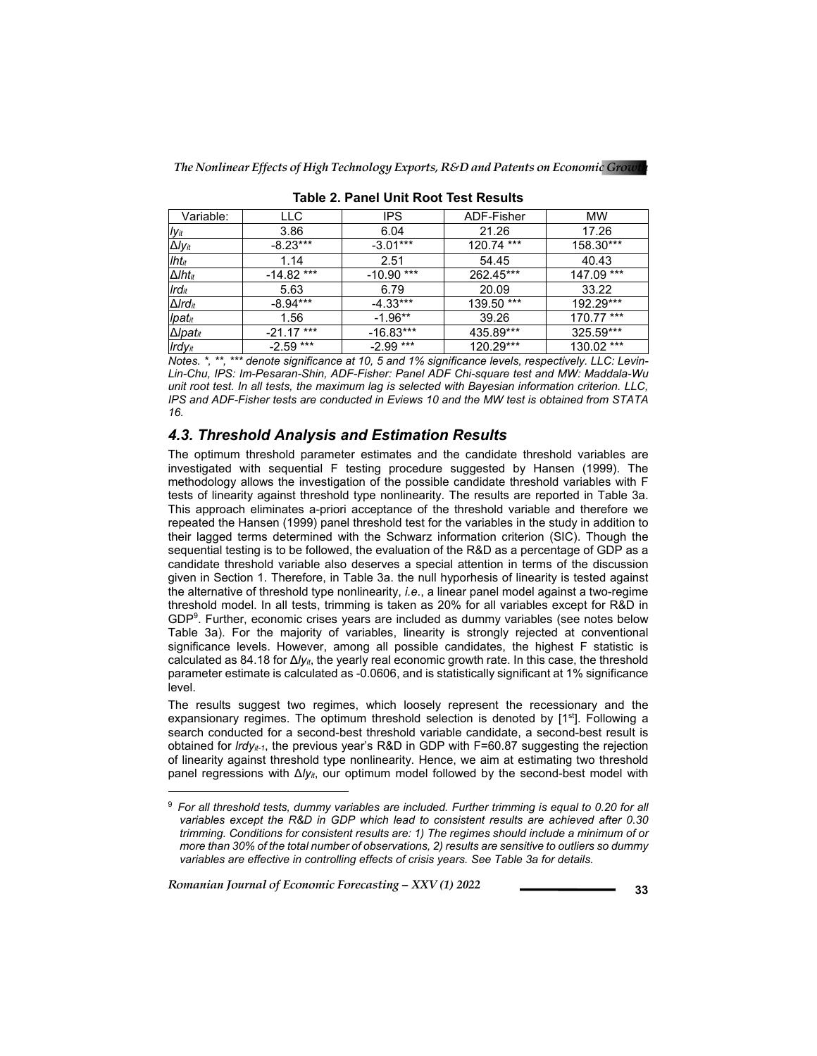**Table 2. Panel Unit Root Test Results**

| Variable: | LLC | IPS | ADF-Fisher | MW |
|---|---|---|---|---|
| $ly_{it}$ | 3.86 | 6.04 | 21.26 | 17.26 |
| $\Delta ly_{it}$ | -8.23*** | -3.01*** | 120.74 *** | 158.30*** |
| $lht_{it}$ | 1.14 | 2.51 | 54.45 | 40.43 |
| $\Delta lht_{it}$ | -14.82 *** | -10.90 *** | 262.45*** | 147.09 *** |
| $lrd_{it}$ | 5.63 | 6.79 | 20.09 | 33.22 |
| $\Delta lrd_{it}$ | -8.94*** | -4.33*** | 139.50 *** | 192.29*** |
| $lpat_{it}$ | 1.56 | -1.96** | 39.26 | 170.77 *** |
| $\Delta lpat_{it}$ | -21.17 *** | -16.83*** | 435.89*** | 325.59*** |
| $lrdy_{it}$ | -2.59 *** | -2.99 *** | 120.29*** | 130.02 *** |

*Notes. \*, \*\*, \*\*\* denote significance at 10, 5 and 1% significance levels, respectively. LLC: Levin-Lin-Chu, IPS: Im-Pesaran-Shin, ADF-Fisher: Panel ADF Chi-square test and MW: Maddala-Wu unit root test. In all tests, the maximum lag is selected with Bayesian information criterion. LLC, IPS and ADF-Fisher tests are conducted in Eviews 10 and the MW test is obtained from STATA 16.*

### 4.3. Threshold Analysis and Estimation Results

The optimum threshold parameter estimates and the candidate threshold variables are investigated with sequential F testing procedure suggested by Hansen (1999). The methodology allows the investigation of the possible candidate threshold variables with F tests of linearity against threshold type nonlinearity. The results are reported in Table 3a. This approach eliminates a-priori acceptance of the threshold variable and therefore we repeated the Hansen (1999) panel threshold test for the variables in the study in addition to their lagged terms determined with the Schwarz information criterion (SIC). Though the sequential testing is to be followed, the evaluation of the R&D as a percentage of GDP as a candidate threshold variable also deserves a special attention in terms of the discussion given in Section 1. Therefore, in Table 3a. the null hyporhesis of linearity is tested against the alternative of threshold type nonlinearity, *i.e.*, a linear panel model against a two-regime threshold model. In all tests, trimming is taken as 20% for all variables except for R&D in GDP[9]. Further, economic crises years are included as dummy variables (see notes below Table 3a). For the majority of variables, linearity is strongly rejected at conventional significance levels. However, among all possible candidates, the highest F statistic is calculated as 84.18 for $\Delta ly_{it}$, the yearly real economic growth rate. In this case, the threshold parameter estimate is calculated as -0.0606, and is statistically significant at 1% significance level.

The results suggest two regimes, which loosely represent the recessionary and the expansionary regimes. The optimum threshold selection is denoted by [1[st]]. Following a search conducted for a second-best threshold variable candidate, a second-best result is obtained for $lrdy_{it-1}$, the previous year's R&D in GDP with F=60.87 suggesting the rejection of linearity against threshold type nonlinearity. Hence, we aim at estimating two threshold panel regressions with $\Delta ly_{it}$, our optimum model followed by the second-best model with

[9] *For all threshold tests, dummy variables are included. Further trimming is equal to 0.20 for all variables except the R&D in GDP which lead to consistent results are achieved after 0.30 trimming. Conditions for consistent results are: 1) The regimes should include a minimum of or more than 30% of the total number of observations, 2) results are sensitive to outliers so dummy variables are effective in controlling effects of crisis years. See Table 3a for details.*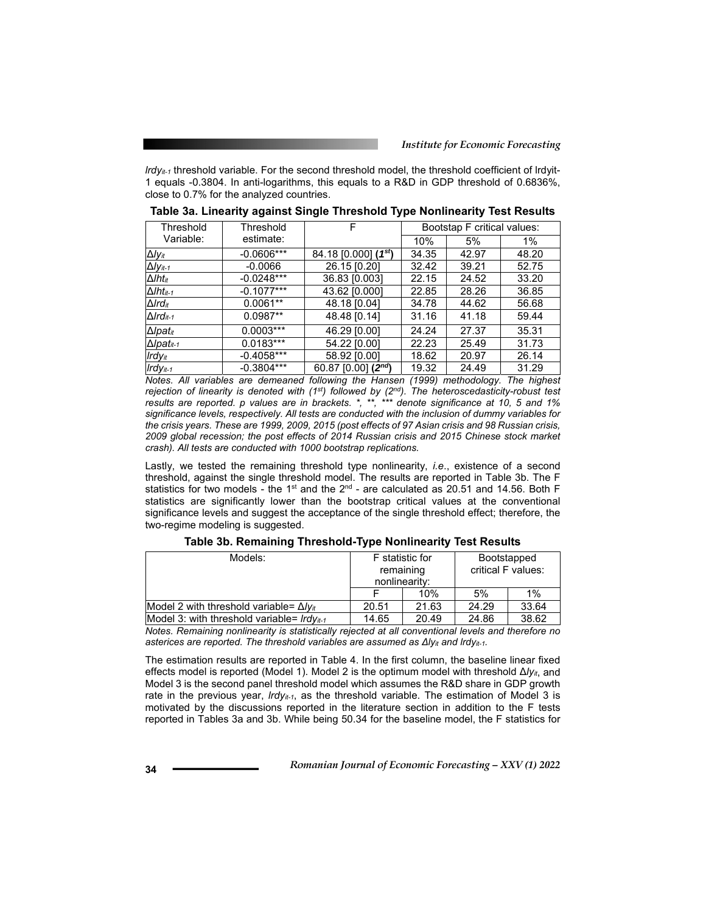$lrdy_{it-1}$ threshold variable. For the second threshold model, the threshold coefficient of lrdyit-1 equals -0.3804. In anti-logarithms, this equals to a R&D in GDP threshold of 0.6836%, close to 0.7% for the analyzed countries.

**Table 3a. Linearity against Single Threshold Type Nonlinearity Test Results**

| Threshold Variable: | Threshold estimate: | F | Bootstap F critical values: | | |
|---|---|---|---|---|---|
| | | | 10% | 5% | 1% |
| $\Delta ly_{it}$ | -0.0606*** | 84.18 [0.000] **(1st)** | 34.35 | 42.97 | 48.20 |
| $\Delta ly_{it-1}$ | -0.0066 | 26.15 [0.20] | 32.42 | 39.21 | 52.75 |
| $\Delta lht_{it}$ | -0.0248*** | 36.83 [0.003] | 22.15 | 24.52 | 33.20 |
| $\Delta lht_{it-1}$ | -0.1077*** | 43.62 [0.000] | 22.85 | 28.26 | 36.85 |
| $\Delta lrd_{it}$ | 0.0061** | 48.18 [0.04] | 34.78 | 44.62 | 56.68 |
| $\Delta lrd_{it-1}$ | 0.0987** | 48.48 [0.14] | 31.16 | 41.18 | 59.44 |
| $\Delta lpat_{it}$ | 0.0003*** | 46.29 [0.00] | 24.24 | 27.37 | 35.31 |
| $\Delta lpat_{it-1}$ | 0.0183*** | 54.22 [0.00] | 22.23 | 25.49 | 31.73 |
| $lrdy_{it}$ | -0.4058*** | 58.92 [0.00] | 18.62 | 20.97 | 26.14 |
| $lrdy_{it-1}$ | -0.3804*** | 60.87 [0.00] **(2nd)** | 19.32 | 24.49 | 31.29 |

*Notes. All variables are demeaned following the Hansen (1999) methodology. The highest rejection of linearity is denoted with (1st) followed by (2nd). The heteroscedasticity-robust test results are reported. p values are in brackets. \*, \*\*, \*\*\* denote significance at 10, 5 and 1% significance levels, respectively. All tests are conducted with the inclusion of dummy variables for the crisis years. These are 1999, 2009, 2015 (post effects of 97 Asian crisis and 98 Russian crisis, 2009 global recession; the post effects of 2014 Russian crisis and 2015 Chinese stock market crash). All tests are conducted with 1000 bootstrap replications.*

Lastly, we tested the remaining threshold type nonlinearity, *i.e*., existence of a second threshold, against the single threshold model. The results are reported in Table 3b. The F statistics for two models - the 1st and the 2nd - are calculated as 20.51 and 14.56. Both F statistics are significantly lower than the bootstrap critical values at the conventional significance levels and suggest the acceptance of the single threshold effect; therefore, the two-regime modeling is suggested.

**Table 3b. Remaining Threshold-Type Nonlinearity Test Results**

| Models: | F statistic for remaining nonlinearity: | | Bootstapped critical F values: | |
|---|---|---|---|---|
| | F | 10% | 5% | 1% |
| Model 2 with threshold variable= $\Delta ly_{it}$ | 20.51 | 21.63 | 24.29 | 33.64 |
| Model 3: with threshold variable= $lrdy_{it-1}$ | 14.65 | 20.49 | 24.86 | 38.62 |

*Notes. Remaining nonlinearity is statistically rejected at all conventional levels and therefore no asterices are reported. The threshold variables are assumed as $\Delta ly_{it}$ and $lrdy_{it-1}$.*

The estimation results are reported in Table 4. In the first column, the baseline linear fixed effects model is reported (Model 1). Model 2 is the optimum model with threshold $\Delta ly_{it}$, and Model 3 is the second panel threshold model which assumes the R&D share in GDP growth rate in the previous year, $lrdy_{it-1}$, as the threshold variable. The estimation of Model 3 is motivated by the discussions reported in the literature section in addition to the F tests reported in Tables 3a and 3b. While being 50.34 for the baseline model, the F statistics for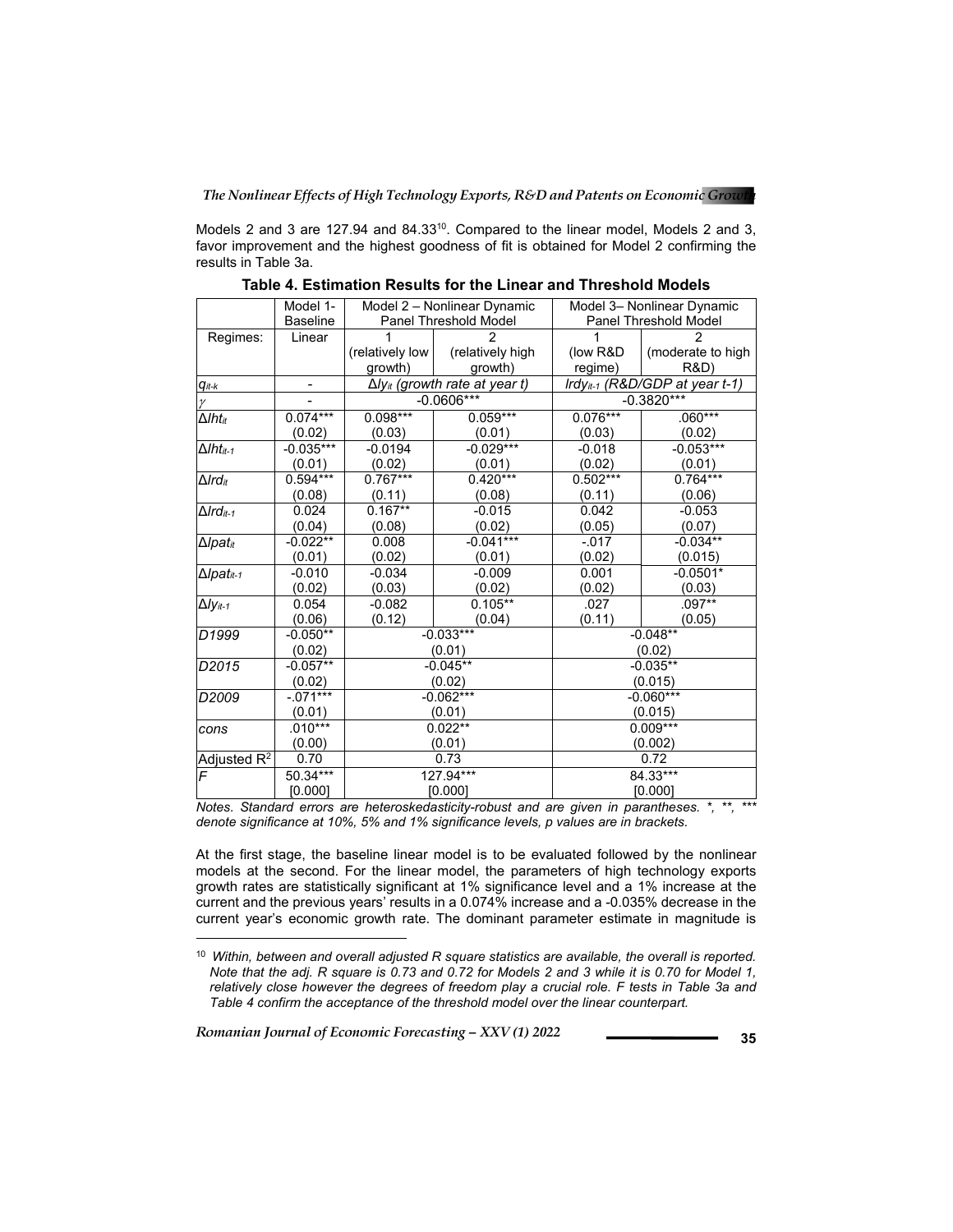Models 2 and 3 are 127.94 and 84.33[10]. Compared to the linear model, Models 2 and 3, favor improvement and the highest goodness of fit is obtained for Model 2 confirming the results in Table 3a.

**Table 4. Estimation Results for the Linear and Threshold Models**

| | Model 1- Baseline | Model 2 – Nonlinear Dynamic Panel Threshold Model | | Model 3– Nonlinear Dynamic Panel Threshold Model | |
|---|---|---|---|---|---|
| Regimes: | Linear | 1 (relatively low growth) | 2 (relatively high growth) | 1 (low R&D regime) | 2 (moderate to high R&D) |
| $q_{it-k}$ | - | $\Delta ly_{it}$ *(growth rate at year t)* | | $lrdy_{it-1}$ *(R&D/GDP at year t-1)* | |
| $\gamma$ | - | -0.0606*** | | -0.3820*** | |
| $\Delta lht_{it}$ | 0.074*** (0.02) | 0.098*** (0.03) | 0.059*** (0.01) | 0.076*** (0.03) | .060*** (0.02) |
| $\Delta lht_{it-1}$ | -0.035*** (0.01) | -0.0194 (0.02) | -0.029*** (0.01) | -0.018 (0.02) | -0.053*** (0.01) |
| $\Delta lrd_{it}$ | 0.594*** (0.08) | 0.767*** (0.11) | 0.420*** (0.08) | 0.502*** (0.11) | 0.764*** (0.06) |
| $\Delta lrd_{it-1}$ | 0.024 (0.04) | 0.167** (0.08) | -0.015 (0.02) | 0.042 (0.05) | -0.053 (0.07) |
| $\Delta lpat_{it}$ | -0.022** (0.01) | 0.008 (0.02) | -0.041*** (0.01) | -.017 (0.02) | -0.034** (0.015) |
| $\Delta lpat_{it-1}$ | -0.010 (0.02) | -0.034 (0.03) | -0.009 (0.02) | 0.001 (0.02) | -0.0501* (0.03) |
| $\Delta ly_{it-1}$ | 0.054 (0.06) | -0.082 (0.12) | 0.105** (0.04) | .027 (0.11) | .097** (0.05) |
| *D1999* | -0.050** (0.02) | -0.033*** (0.01) | | -0.048** (0.02) | |
| *D2015* | -0.057** (0.02) | -0.045** (0.02) | | -0.035** (0.015) | |
| *D2009* | -.071*** (0.01) | -0.062*** (0.01) | | -0.060*** (0.015) | |
| *cons* | .010*** (0.00) | 0.022** (0.01) | | 0.009*** (0.002) | |
| Adjusted $R^2$ | 0.70 | 0.73 | | 0.72 | |
| *F* | 50.34*** [0.000] | 127.94*** [0.000] | | 84.33*** [0.000] | |

*Notes. Standard errors are heteroskedasticity-robust and are given in parantheses. *, **, *** denote significance at 10%, 5% and 1% significance levels, p values are in brackets.*

At the first stage, the baseline linear model is to be evaluated followed by the nonlinear models at the second. For the linear model, the parameters of high technology exports growth rates are statistically significant at 1% significance level and a 1% increase at the current and the previous years' results in a 0.074% increase and a -0.035% decrease in the current year's economic growth rate. The dominant parameter estimate in magnitude is

[10] *Within, between and overall adjusted R square statistics are available, the overall is reported. Note that the adj. R square is 0.73 and 0.72 for Models 2 and 3 while it is 0.70 for Model 1, relatively close however the degrees of freedom play a crucial role. F tests in Table 3a and Table 4 confirm the acceptance of the threshold model over the linear counterpart.*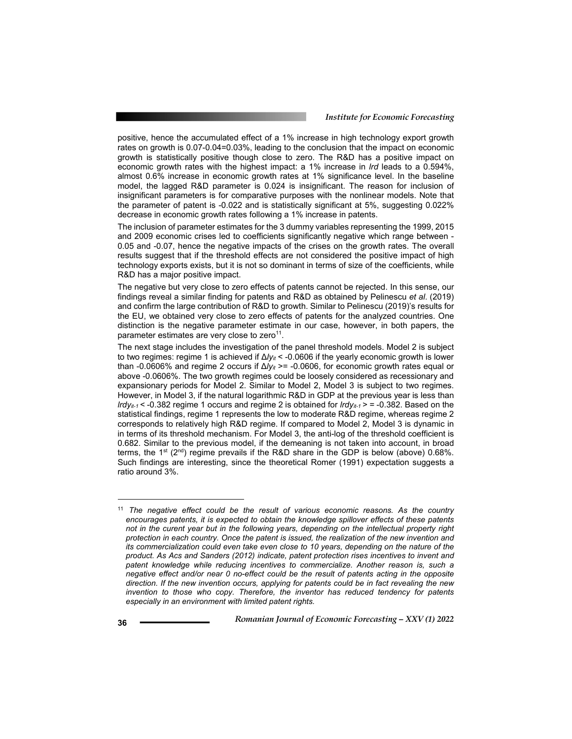positive, hence the accumulated effect of a 1% increase in high technology export growth rates on growth is 0.07-0.04=0.03%, leading to the conclusion that the impact on economic growth is statistically positive though close to zero. The R&D has a positive impact on economic growth rates with the highest impact: a 1% increase in *lrd* leads to a 0.594%, almost 0.6% increase in economic growth rates at 1% significance level. In the baseline model, the lagged R&D parameter is 0.024 is insignificant. The reason for inclusion of insignificant parameters is for comparative purposes with the nonlinear models. Note that the parameter of patent is -0.022 and is statistically significant at 5%, suggesting 0.022% decrease in economic growth rates following a 1% increase in patents.

The inclusion of parameter estimates for the 3 dummy variables representing the 1999, 2015 and 2009 economic crises led to coefficients significantly negative which range between -0.05 and -0.07, hence the negative impacts of the crises on the growth rates. The overall results suggest that if the threshold effects are not considered the positive impact of high technology exports exists, but it is not so dominant in terms of size of the coefficients, while R&D has a major positive impact.

The negative but very close to zero effects of patents cannot be rejected. In this sense, our findings reveal a similar finding for patents and R&D as obtained by Pelinescu *et al*. (2019) and confirm the large contribution of R&D to growth. Similar to Pelinescu (2019)'s results for the EU, we obtained very close to zero effects of patents for the analyzed countries. One distinction is the negative parameter estimate in our case, however, in both papers, the parameter estimates are very close to zero[11].

The next stage includes the investigation of the panel threshold models. Model 2 is subject to two regimes: regime 1 is achieved if $\Delta ly_{it} < -0.0606$ if the yearly economic growth is lower than -0.0606% and regime 2 occurs if $\Delta ly_{it} >= -0.0606$, for economic growth rates equal or above -0.0606%. The two growth regimes could be loosely considered as recessionary and expansionary periods for Model 2. Similar to Model 2, Model 3 is subject to two regimes. However, in Model 3, if the natural logarithmic R&D in GDP at the previous year is less than $lrdy_{it-1} < -0.382$ regime 1 occurs and regime 2 is obtained for $lrdy_{it-1} >= -0.382$. Based on the statistical findings, regime 1 represents the low to moderate R&D regime, whereas regime 2 corresponds to relatively high R&D regime. If compared to Model 2, Model 3 is dynamic in in terms of its threshold mechanism. For Model 3, the anti-log of the threshold coefficient is 0.682. Similar to the previous model, if the demeaning is not taken into account, in broad terms, the 1st (2nd) regime prevails if the R&D share in the GDP is below (above) 0.68%. Such findings are interesting, since the theoretical Romer (1991) expectation suggests a ratio around 3%.

---

[11] *The negative effect could be the result of various economic reasons. As the country encourages patents, it is expected to obtain the knowledge spillover effects of these patents not in the curent year but in the following years, depending on the intellectual property right protection in each country. Once the patent is issued, the realization of the new invention and its commercialization could even take even close to 10 years, depending on the nature of the product. As Acs and Sanders (2012) indicate, patent protection rises incentives to invent and patent knowledge while reducing incentives to commercialize. Another reason is, such a negative effect and/or near 0 no-effect could be the result of patents acting in the opposite direction. If the new invention occurs, applying for patents could be in fact revealing the new invention to those who copy. Therefore, the inventor has reduced tendency for patents especially in an environment with limited patent rights.*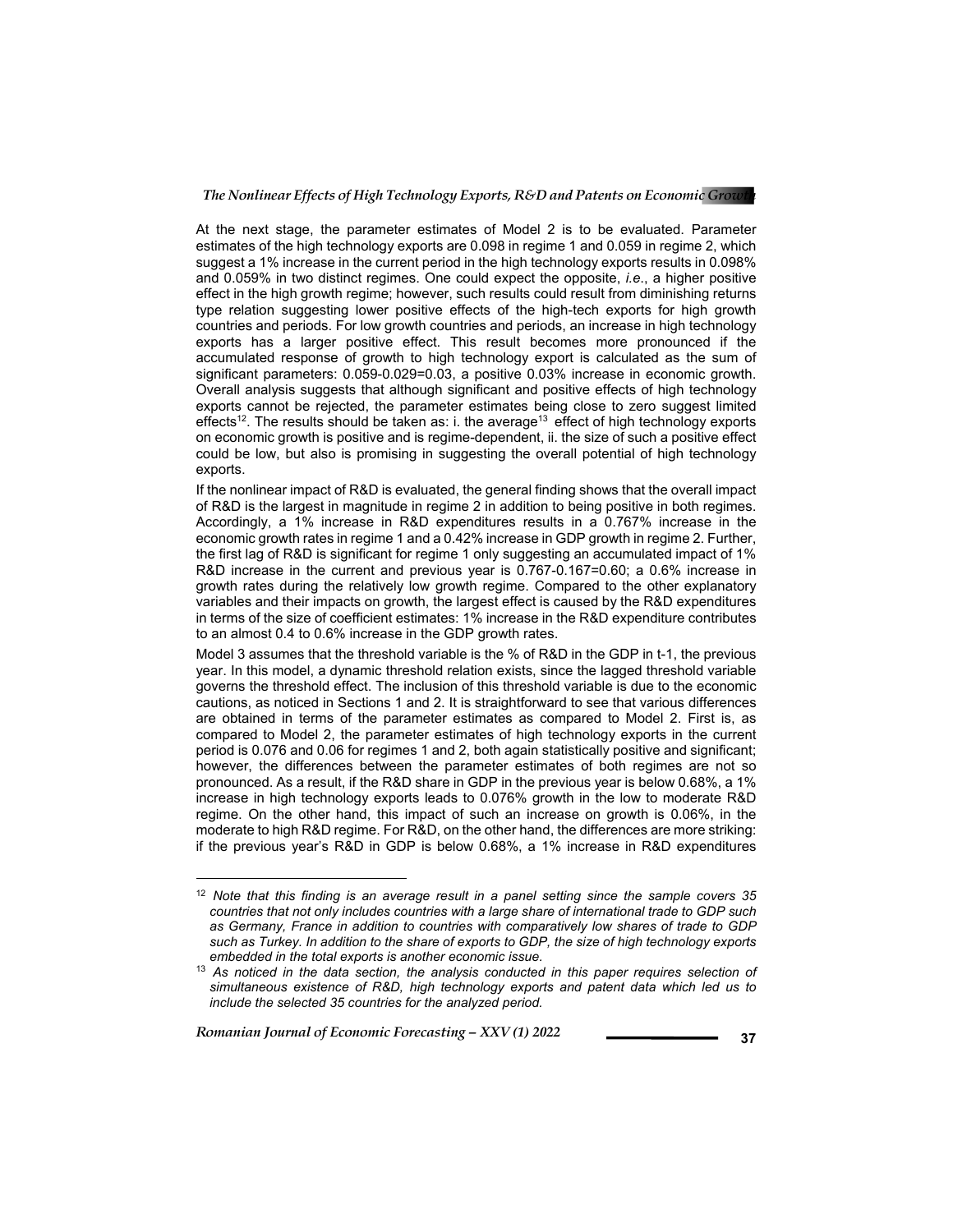At the next stage, the parameter estimates of Model 2 is to be evaluated. Parameter estimates of the high technology exports are 0.098 in regime 1 and 0.059 in regime 2, which suggest a 1% increase in the current period in the high technology exports results in 0.098% and 0.059% in two distinct regimes. One could expect the opposite, *i.e.*, a higher positive effect in the high growth regime; however, such results could result from diminishing returns type relation suggesting lower positive effects of the high-tech exports for high growth countries and periods. For low growth countries and periods, an increase in high technology exports has a larger positive effect. This result becomes more pronounced if the accumulated response of growth to high technology export is calculated as the sum of significant parameters: 0.059-0.029=0.03, a positive 0.03% increase in economic growth. Overall analysis suggests that although significant and positive effects of high technology exports cannot be rejected, the parameter estimates being close to zero suggest limited effects[12]. The results should be taken as: i. the average[13] effect of high technology exports on economic growth is positive and is regime-dependent, ii. the size of such a positive effect could be low, but also is promising in suggesting the overall potential of high technology exports.

If the nonlinear impact of R&D is evaluated, the general finding shows that the overall impact of R&D is the largest in magnitude in regime 2 in addition to being positive in both regimes. Accordingly, a 1% increase in R&D expenditures results in a 0.767% increase in the economic growth rates in regime 1 and a 0.42% increase in GDP growth in regime 2. Further, the first lag of R&D is significant for regime 1 only suggesting an accumulated impact of 1% R&D increase in the current and previous year is 0.767-0.167=0.60; a 0.6% increase in growth rates during the relatively low growth regime. Compared to the other explanatory variables and their impacts on growth, the largest effect is caused by the R&D expenditures in terms of the size of coefficient estimates: 1% increase in the R&D expenditure contributes to an almost 0.4 to 0.6% increase in the GDP growth rates.

Model 3 assumes that the threshold variable is the % of R&D in the GDP in t-1, the previous year. In this model, a dynamic threshold relation exists, since the lagged threshold variable governs the threshold effect. The inclusion of this threshold variable is due to the economic cautions, as noticed in Sections 1 and 2. It is straightforward to see that various differences are obtained in terms of the parameter estimates as compared to Model 2. First is, as compared to Model 2, the parameter estimates of high technology exports in the current period is 0.076 and 0.06 for regimes 1 and 2, both again statistically positive and significant; however, the differences between the parameter estimates of both regimes are not so pronounced. As a result, if the R&D share in GDP in the previous year is below 0.68%, a 1% increase in high technology exports leads to 0.076% growth in the low to moderate R&D regime. On the other hand, this impact of such an increase on growth is 0.06%, in the moderate to high R&D regime. For R&D, on the other hand, the differences are more striking: if the previous year's R&D in GDP is below 0.68%, a 1% increase in R&D expenditures

---

[12] *Note that this finding is an average result in a panel setting since the sample covers 35 countries that not only includes countries with a large share of international trade to GDP such as Germany, France in addition to countries with comparatively low shares of trade to GDP such as Turkey. In addition to the share of exports to GDP, the size of high technology exports embedded in the total exports is another economic issue.*

[13] *As noticed in the data section, the analysis conducted in this paper requires selection of simultaneous existence of R&D, high technology exports and patent data which led us to include the selected 35 countries for the analyzed period.*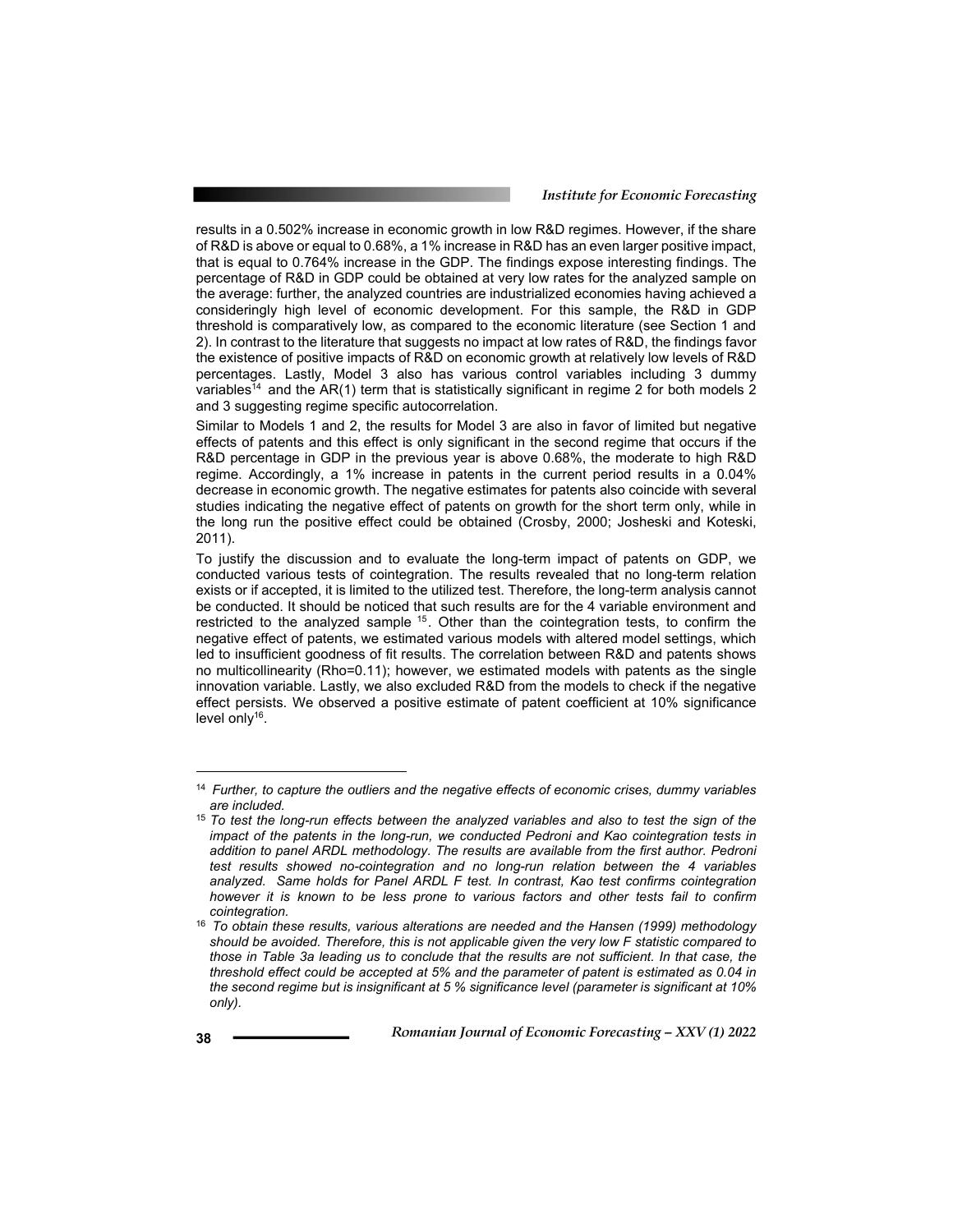results in a 0.502% increase in economic growth in low R&D regimes. However, if the share of R&D is above or equal to 0.68%, a 1% increase in R&D has an even larger positive impact, that is equal to 0.764% increase in the GDP. The findings expose interesting findings. The percentage of R&D in GDP could be obtained at very low rates for the analyzed sample on the average: further, the analyzed countries are industrialized economies having achieved a consideringly high level of economic development. For this sample, the R&D in GDP threshold is comparatively low, as compared to the economic literature (see Section 1 and 2). In contrast to the literature that suggests no impact at low rates of R&D, the findings favor the existence of positive impacts of R&D on economic growth at relatively low levels of R&D percentages. Lastly, Model 3 also has various control variables including 3 dummy variables[14] and the AR(1) term that is statistically significant in regime 2 for both models 2 and 3 suggesting regime specific autocorrelation.

Similar to Models 1 and 2, the results for Model 3 are also in favor of limited but negative effects of patents and this effect is only significant in the second regime that occurs if the R&D percentage in GDP in the previous year is above 0.68%, the moderate to high R&D regime. Accordingly, a 1% increase in patents in the current period results in a 0.04% decrease in economic growth. The negative estimates for patents also coincide with several studies indicating the negative effect of patents on growth for the short term only, while in the long run the positive effect could be obtained (Crosby, 2000; Josheski and Koteski, 2011).

To justify the discussion and to evaluate the long-term impact of patents on GDP, we conducted various tests of cointegration. The results revealed that no long-term relation exists or if accepted, it is limited to the utilized test. Therefore, the long-term analysis cannot be conducted. It should be noticed that such results are for the 4 variable environment and restricted to the analyzed sample [15]. Other than the cointegration tests, to confirm the negative effect of patents, we estimated various models with altered model settings, which led to insufficient goodness of fit results. The correlation between R&D and patents shows no multicollinearity (Rho=0.11); however, we estimated models with patents as the single innovation variable. Lastly, we also excluded R&D from the models to check if the negative effect persists. We observed a positive estimate of patent coefficient at 10% significance level only[16].

---

[14] *Further, to capture the outliers and the negative effects of economic crises, dummy variables are included.*

[15] *To test the long-run effects between the analyzed variables and also to test the sign of the impact of the patents in the long-run, we conducted Pedroni and Kao cointegration tests in addition to panel ARDL methodology. The results are available from the first author. Pedroni test results showed no-cointegration and no long-run relation between the 4 variables analyzed. Same holds for Panel ARDL F test. In contrast, Kao test confirms cointegration however it is known to be less prone to various factors and other tests fail to confirm cointegration.*

[16] *To obtain these results, various alterations are needed and the Hansen (1999) methodology should be avoided. Therefore, this is not applicable given the very low F statistic compared to those in Table 3a leading us to conclude that the results are not sufficient. In that case, the threshold effect could be accepted at 5% and the parameter of patent is estimated as 0.04 in the second regime but is insignificant at 5 % significance level (parameter is significant at 10% only).*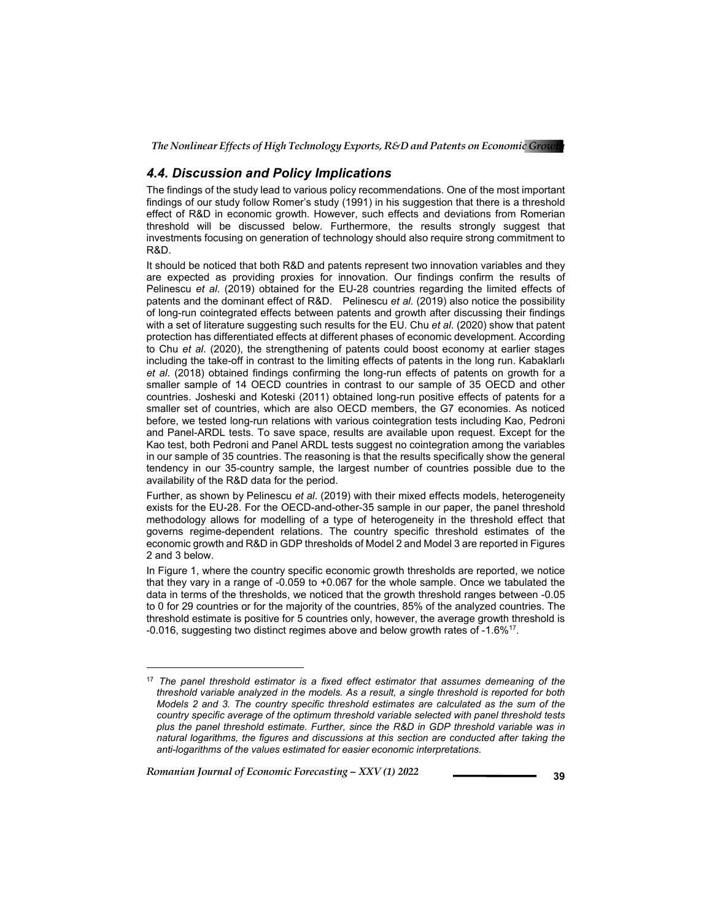### 4.4. Discussion and Policy Implications

The findings of the study lead to various policy recommendations. One of the most important findings of our study follow Romer's study (1991) in his suggestion that there is a threshold effect of R&D in economic growth. However, such effects and deviations from Romerian threshold will be discussed below. Furthermore, the results strongly suggest that investments focusing on generation of technology should also require strong commitment to R&D.

It should be noticed that both R&D and patents represent two innovation variables and they are expected as providing proxies for innovation. Our findings confirm the results of Pelinescu *et al*. (2019) obtained for the EU-28 countries regarding the limited effects of patents and the dominant effect of R&D. Pelinescu *et al*. (2019) also notice the possibility of long-run cointegrated effects between patents and growth after discussing their findings with a set of literature suggesting such results for the EU. Chu *et al*. (2020) show that patent protection has differentiated effects at different phases of economic development. According to Chu *et al*. (2020), the strengthening of patents could boost economy at earlier stages including the take-off in contrast to the limiting effects of patents in the long run. Kabaklarlı *et al*. (2018) obtained findings confirming the long-run effects of patents on growth for a smaller sample of 14 OECD countries in contrast to our sample of 35 OECD and other countries. Josheski and Koteski (2011) obtained long-run positive effects of patents for a smaller set of countries, which are also OECD members, the G7 economies. As noticed before, we tested long-run relations with various cointegration tests including Kao, Pedroni and Panel-ARDL tests. To save space, results are available upon request. Except for the Kao test, both Pedroni and Panel ARDL tests suggest no cointegration among the variables in our sample of 35 countries. The reasoning is that the results specifically show the general tendency in our 35-country sample, the largest number of countries possible due to the availability of the R&D data for the period.

Further, as shown by Pelinescu *et al*. (2019) with their mixed effects models, heterogeneity exists for the EU-28. For the OECD-and-other-35 sample in our paper, the panel threshold methodology allows for modelling of a type of heterogeneity in the threshold effect that governs regime-dependent relations. The country specific threshold estimates of the economic growth and R&D in GDP thresholds of Model 2 and Model 3 are reported in Figures 2 and 3 below.

In Figure 1, where the country specific economic growth thresholds are reported, we notice that they vary in a range of -0.059 to +0.067 for the whole sample. Once we tabulated the data in terms of the thresholds, we noticed that the growth threshold ranges between -0.05 to 0 for 29 countries or for the majority of the countries, 85% of the analyzed countries. The threshold estimate is positive for 5 countries only, however, the average growth threshold is -0.016, suggesting two distinct regimes above and below growth rates of -1.6%[17].

---

[17] *The panel threshold estimator is a fixed effect estimator that assumes demeaning of the threshold variable analyzed in the models. As a result, a single threshold is reported for both Models 2 and 3. The country specific threshold estimates are calculated as the sum of the country specific average of the optimum threshold variable selected with panel threshold tests plus the panel threshold estimate. Further, since the R&D in GDP threshold variable was in natural logarithms, the figures and discussions at this section are conducted after taking the anti-logarithms of the values estimated for easier economic interpretations.*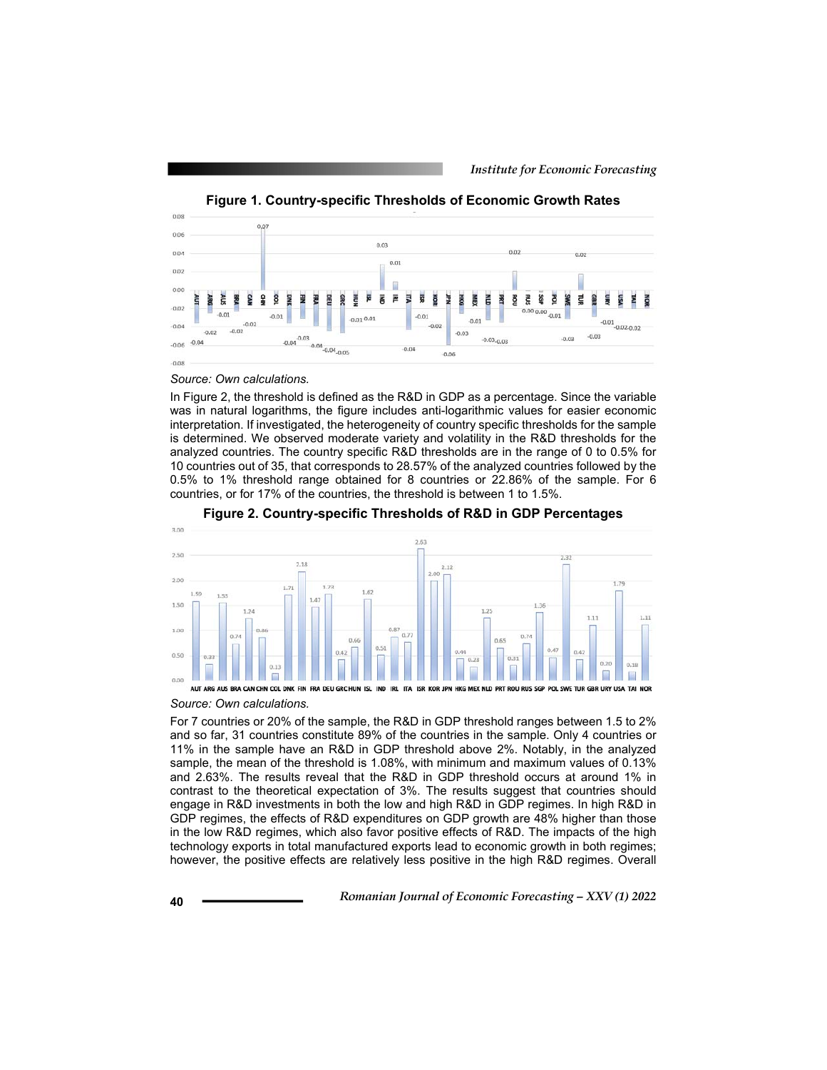**Figure 1. Country-specific Thresholds of Economic Growth Rates**

*Source: Own calculations.*

In Figure 2, the threshold is defined as the R&D in GDP as a percentage. Since the variable was in natural logarithms, the figure includes anti-logarithmic values for easier economic interpretation. If investigated, the heterogeneity of country specific thresholds for the sample is determined. We observed moderate variety and volatility in the R&D thresholds for the analyzed countries. The country specific R&D thresholds are in the range of 0 to 0.5% for 10 countries out of 35, that corresponds to 28.57% of the analyzed countries followed by the 0.5% to 1% threshold range obtained for 8 countries or 22.86% of the sample. For 6 countries, or for 17% of the countries, the threshold is between 1 to 1.5%.

**Figure 2. Country-specific Thresholds of R&D in GDP Percentages**

*Source: Own calculations.*

For 7 countries or 20% of the sample, the R&D in GDP threshold ranges between 1.5 to 2% and so far, 31 countries constitute 89% of the countries in the sample. Only 4 countries or 11% in the sample have an R&D in GDP threshold above 2%. Notably, in the analyzed sample, the mean of the threshold is 1.08%, with minimum and maximum values of 0.13% and 2.63%. The results reveal that the R&D in GDP threshold occurs at around 1% in contrast to the theoretical expectation of 3%. The results suggest that countries should engage in R&D investments in both the low and high R&D in GDP regimes. In high R&D in GDP regimes, the effects of R&D expenditures on GDP growth are 48% higher than those in the low R&D regimes, which also favor positive effects of R&D. The impacts of the high technology exports in total manufactured exports lead to economic growth in both regimes; however, the positive effects are relatively less positive in the high R&D regimes. Overall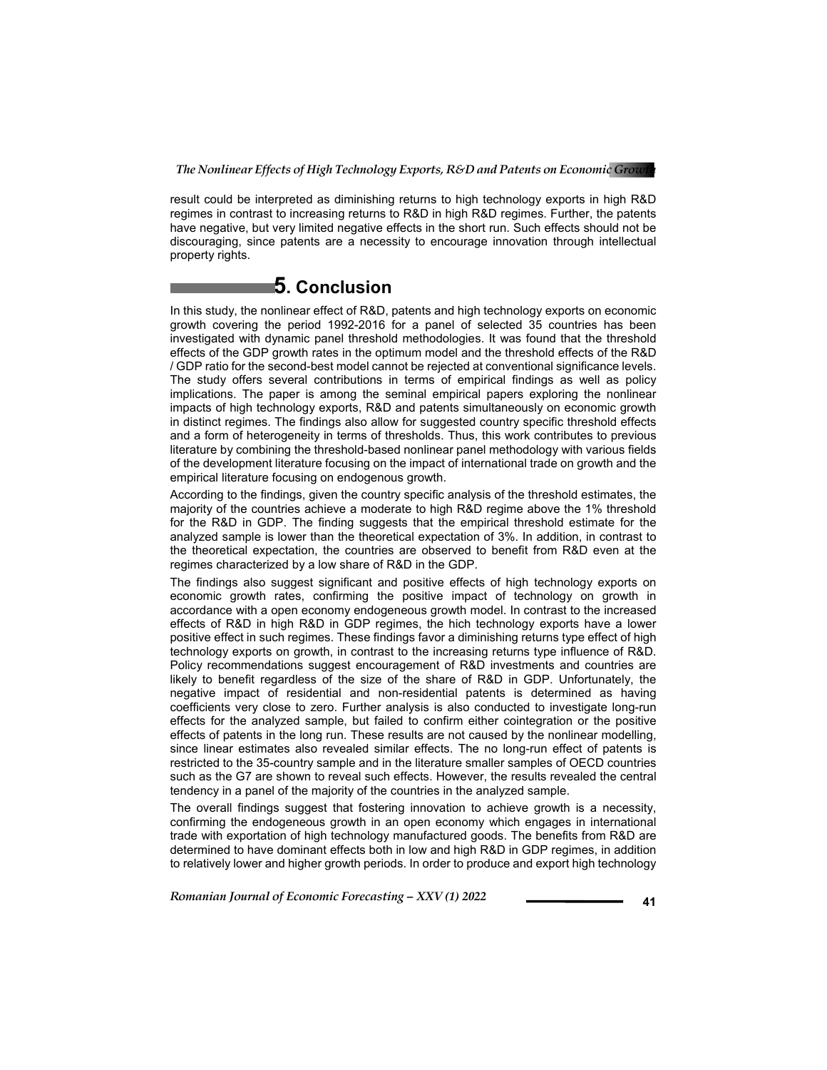result could be interpreted as diminishing returns to high technology exports in high R&D regimes in contrast to increasing returns to R&D in high R&D regimes. Further, the patents have negative, but very limited negative effects in the short run. Such effects should not be discouraging, since patents are a necessity to encourage innovation through intellectual property rights.

## 5. Conclusion

In this study, the nonlinear effect of R&D, patents and high technology exports on economic growth covering the period 1992-2016 for a panel of selected 35 countries has been investigated with dynamic panel threshold methodologies. It was found that the threshold effects of the GDP growth rates in the optimum model and the threshold effects of the R&D / GDP ratio for the second-best model cannot be rejected at conventional significance levels. The study offers several contributions in terms of empirical findings as well as policy implications. The paper is among the seminal empirical papers exploring the nonlinear impacts of high technology exports, R&D and patents simultaneously on economic growth in distinct regimes. The findings also allow for suggested country specific threshold effects and a form of heterogeneity in terms of thresholds. Thus, this work contributes to previous literature by combining the threshold-based nonlinear panel methodology with various fields of the development literature focusing on the impact of international trade on growth and the empirical literature focusing on endogenous growth.

According to the findings, given the country specific analysis of the threshold estimates, the majority of the countries achieve a moderate to high R&D regime above the 1% threshold for the R&D in GDP. The finding suggests that the empirical threshold estimate for the analyzed sample is lower than the theoretical expectation of 3%. In addition, in contrast to the theoretical expectation, the countries are observed to benefit from R&D even at the regimes characterized by a low share of R&D in the GDP.

The findings also suggest significant and positive effects of high technology exports on economic growth rates, confirming the positive impact of technology on growth in accordance with a open economy endogeneous growth model. In contrast to the increased effects of R&D in high R&D in GDP regimes, the hich technology exports have a lower positive effect in such regimes. These findings favor a diminishing returns type effect of high technology exports on growth, in contrast to the increasing returns type influence of R&D. Policy recommendations suggest encouragement of R&D investments and countries are likely to benefit regardless of the size of the share of R&D in GDP. Unfortunately, the negative impact of residential and non-residential patents is determined as having coefficients very close to zero. Further analysis is also conducted to investigate long-run effects for the analyzed sample, but failed to confirm either cointegration or the positive effects of patents in the long run. These results are not caused by the nonlinear modelling, since linear estimates also revealed similar effects. The no long-run effect of patents is restricted to the 35-country sample and in the literature smaller samples of OECD countries such as the G7 are shown to reveal such effects. However, the results revealed the central tendency in a panel of the majority of the countries in the analyzed sample.

The overall findings suggest that fostering innovation to achieve growth is a necessity, confirming the endogeneous growth in an open economy which engages in international trade with exportation of high technology manufactured goods. The benefits from R&D are determined to have dominant effects both in low and high R&D in GDP regimes, in addition to relatively lower and higher growth periods. In order to produce and export high technology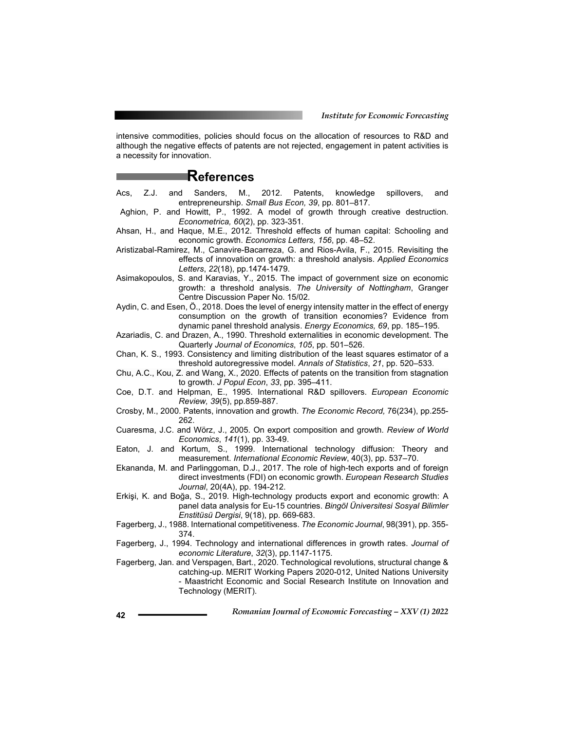intensive commodities, policies should focus on the allocation of resources to R&D and although the negative effects of patents are not rejected, engagement in patent activities is a necessity for innovation.

## References

Acs, Z.J. and Sanders, M., 2012. Patents, knowledge spillovers, and entrepreneurship. *Small Bus Econ, 39*, pp. 801–817.

Aghion, P. and Howitt, P., 1992. A model of growth through creative destruction. *Econometrica, 60*(2), pp. 323-351.

Ahsan, H., and Haque, M.E., 2012. Threshold effects of human capital: Schooling and economic growth. *Economics Letters, 156*, pp. 48–52.

Aristizabal-Ramirez, M., Canavire-Bacarreza, G. and Rios-Avila, F., 2015. Revisiting the effects of innovation on growth: a threshold analysis. *Applied Economics Letters*, *22*(18), pp.1474-1479.

Asimakopoulos, S. and Karavias, Y., 2015. The impact of government size on economic growth: a threshold analysis. *The University of Nottingham*, Granger Centre Discussion Paper No. 15/02.

Aydin, C. and Esen, Ö., 2018. Does the level of energy intensity matter in the effect of energy consumption on the growth of transition economies? Evidence from dynamic panel threshold analysis. *Energy Economics, 69*, pp. 185–195.

Azariadis, C. and Drazen, A., 1990. Threshold externalities in economic development. The Quarterly *Journal of Economics*, *105*, pp. 501–526.

Chan, K. S., 1993. Consistency and limiting distribution of the least squares estimator of a threshold autoregressive model. *Annals of Statistics*, *21*, pp. 520–533.

Chu, A.C., Kou, Z. and Wang, X., 2020. Effects of patents on the transition from stagnation to growth. *J Popul Econ*, *33*, pp. 395–411.

Coe, D.T. and Helpman, E., 1995. International R&D spillovers. *European Economic Review, 39*(5), pp.859-887.

Crosby, M., 2000. Patents, innovation and growth. *The Economic Record,* 76(234), pp.255-262.

Cuaresma, J.C. and Wörz, J., 2005. On export composition and growth. *Review of World Economics*, *141*(1), pp. 33-49.

Eaton, J. and Kortum, S., 1999. International technology diffusion: Theory and measurement. *International Economic Review*, 40(3), pp. 537–70.

Ekananda, M. and Parlinggoman, D.J., 2017. The role of high-tech exports and of foreign direct investments (FDI) on economic growth. *European Research Studies Journal*, 20(4A), pp. 194-212.

Erkişi, K. and Boğa, S., 2019. High-technology products export and economic growth: A panel data analysis for Eu-15 countries. *Bingöl Üniversitesi Sosyal Bilimler Enstitüsü Dergisi*, 9(18), pp. 669-683.

Fagerberg, J., 1988. International competitiveness. *The Economic Journal*, 98(391), pp. 355-374.

Fagerberg, J., 1994. Technology and international differences in growth rates. *Journal of economic Literature*, *32*(3), pp.1147-1175.

Fagerberg, Jan. and Verspagen, Bart., 2020. Technological revolutions, structural change & catching-up. MERIT Working Papers 2020-012, United Nations University - Maastricht Economic and Social Research Institute on Innovation and Technology (MERIT).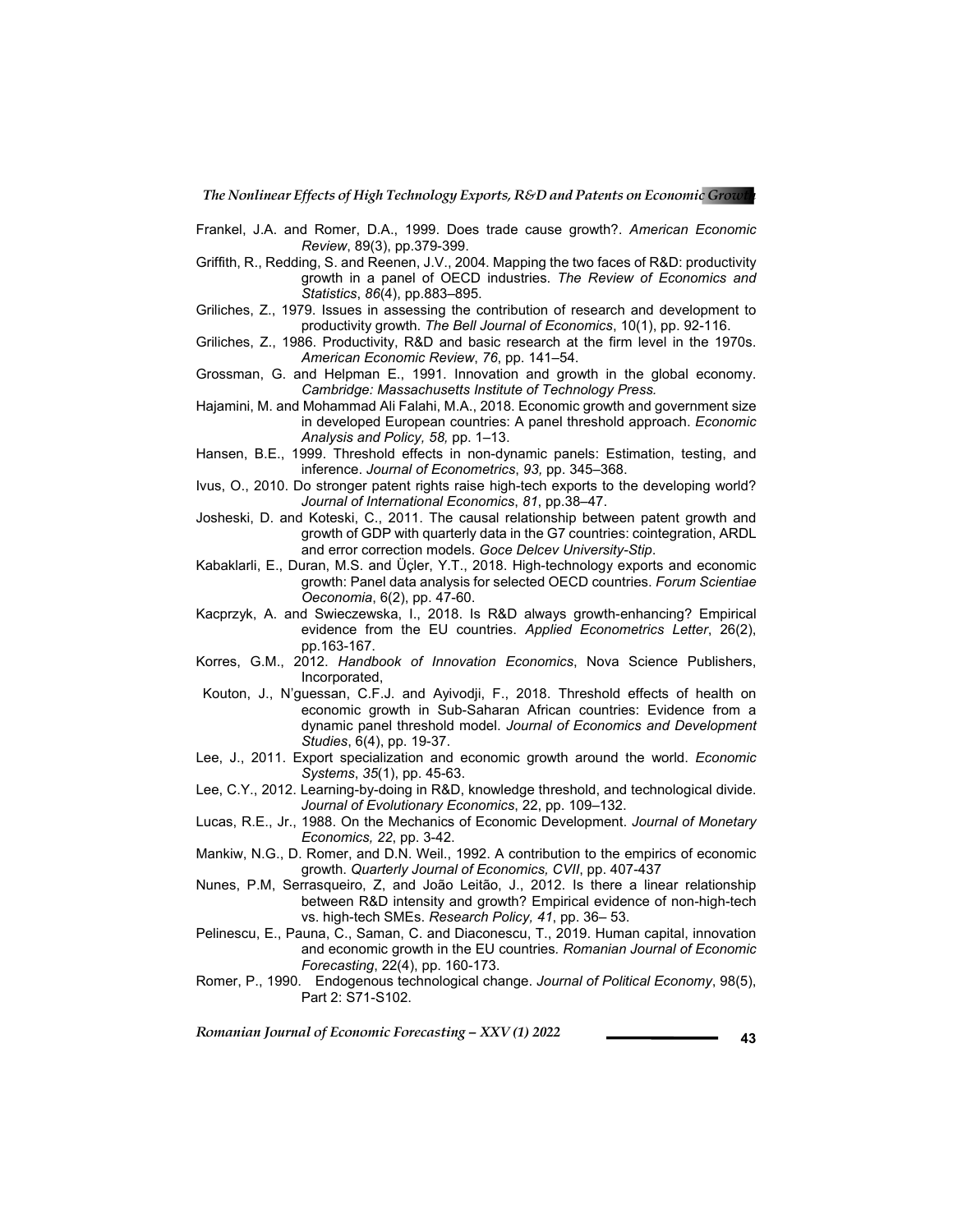Frankel, J.A. and Romer, D.A., 1999. Does trade cause growth?. *American Economic Review*, 89(3), pp.379-399.

Griffith, R., Redding, S. and Reenen, J.V., 2004. Mapping the two faces of R&D: productivity growth in a panel of OECD industries. *The Review of Economics and Statistics*, *86*(4), pp.883–895.

Griliches, Z., 1979. Issues in assessing the contribution of research and development to productivity growth. *The Bell Journal of Economics*, 10(1), pp. 92-116.

Griliches, Z., 1986. Productivity, R&D and basic research at the firm level in the 1970s. *American Economic Review*, *76*, pp. 141–54.

Grossman, G. and Helpman E., 1991. Innovation and growth in the global economy. *Cambridge: Massachusetts Institute of Technology Press.*

Hajamini, M. and Mohammad Ali Falahi, M.A., 2018. Economic growth and government size in developed European countries: A panel threshold approach. *Economic Analysis and Policy, 58,* pp. 1–13.

Hansen, B.E., 1999. Threshold effects in non-dynamic panels: Estimation, testing, and inference. *Journal of Econometrics*, *93,* pp. 345–368.

Ivus, O., 2010. Do stronger patent rights raise high-tech exports to the developing world? *Journal of International Economics*, *81*, pp.38–47.

Josheski, D. and Koteski, C., 2011. The causal relationship between patent growth and growth of GDP with quarterly data in the G7 countries: cointegration, ARDL and error correction models. *Goce Delcev University-Stip*.

Kabaklarli, E., Duran, M.S. and Üçler, Y.T., 2018. High-technology exports and economic growth: Panel data analysis for selected OECD countries. *Forum Scientiae Oeconomia*, 6(2), pp. 47-60.

Kacprzyk, A. and Swieczewska, I., 2018. Is R&D always growth-enhancing? Empirical evidence from the EU countries. *Applied Econometrics Letter*, 26(2), pp.163-167.

Korres, G.M., 2012. *Handbook of Innovation Economics*, Nova Science Publishers, Incorporated,

Kouton, J., N'guessan, C.F.J. and Ayivodji, F., 2018. Threshold effects of health on economic growth in Sub-Saharan African countries: Evidence from a dynamic panel threshold model. *Journal of Economics and Development Studies*, 6(4), pp. 19-37.

Lee, J., 2011. Export specialization and economic growth around the world. *Economic Systems*, *35*(1), pp. 45-63.

Lee, C.Y., 2012. Learning-by-doing in R&D, knowledge threshold, and technological divide. *Journal of Evolutionary Economics*, 22, pp. 109–132.

Lucas, R.E., Jr., 1988. On the Mechanics of Economic Development. *Journal of Monetary Economics, 22*, pp. 3-42.

Mankiw, N.G., D. Romer, and D.N. Weil., 1992. A contribution to the empirics of economic growth. *Quarterly Journal of Economics, CVII*, pp. 407-437

Nunes, P.M, Serrasqueiro, Z, and João Leitão, J., 2012. Is there a linear relationship between R&D intensity and growth? Empirical evidence of non-high-tech vs. high-tech SMEs. *Research Policy, 41*, pp. 36– 53.

Pelinescu, E., Pauna, C., Saman, C. and Diaconescu, T., 2019. Human capital, innovation and economic growth in the EU countries. *Romanian Journal of Economic Forecasting*, 22(4), pp. 160-173.

Romer, P., 1990. Endogenous technological change. *Journal of Political Economy*, 98(5), Part 2: S71-S102.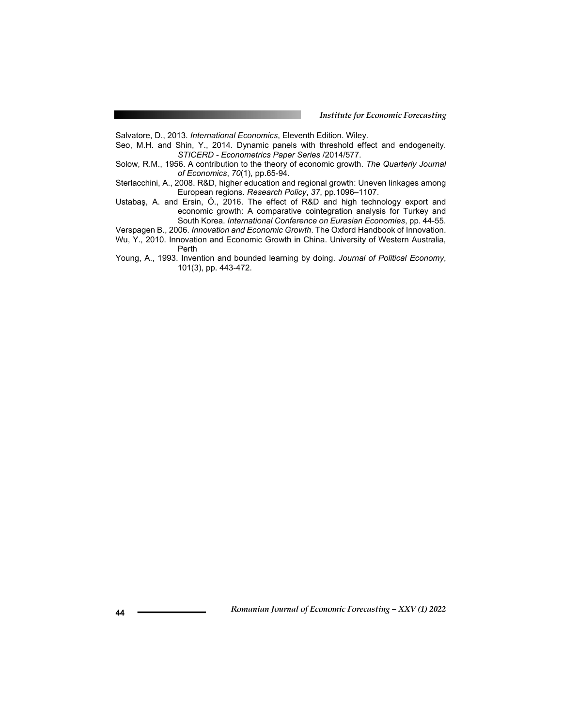Salvatore, D., 2013. *International Economics*, Eleventh Edition. Wiley.

Seo, M.H. and Shin, Y., 2014. Dynamic panels with threshold effect and endogeneity. *STICERD - Econometrics Paper Series* /2014/577.

Solow, R.M., 1956. A contribution to the theory of economic growth. *The Quarterly Journal of Economics*, *70*(1), pp.65-94.

Sterlacchini, A., 2008. R&D, higher education and regional growth: Uneven linkages among European regions. *Research Policy*, *37*, pp.1096–1107.

Ustabaş, A. and Ersin, Ö., 2016. The effect of R&D and high technology export and economic growth: A comparative cointegration analysis for Turkey and South Korea. *International Conference on Eurasian Economies*, pp. 44-55.

Verspagen B., 2006. *Innovation and Economic Growth*. The Oxford Handbook of Innovation.

Wu, Y., 2010. Innovation and Economic Growth in China. University of Western Australia, Perth

Young, A., 1993. Invention and bounded learning by doing. *Journal of Political Economy*, 101(3), pp. 443-472.